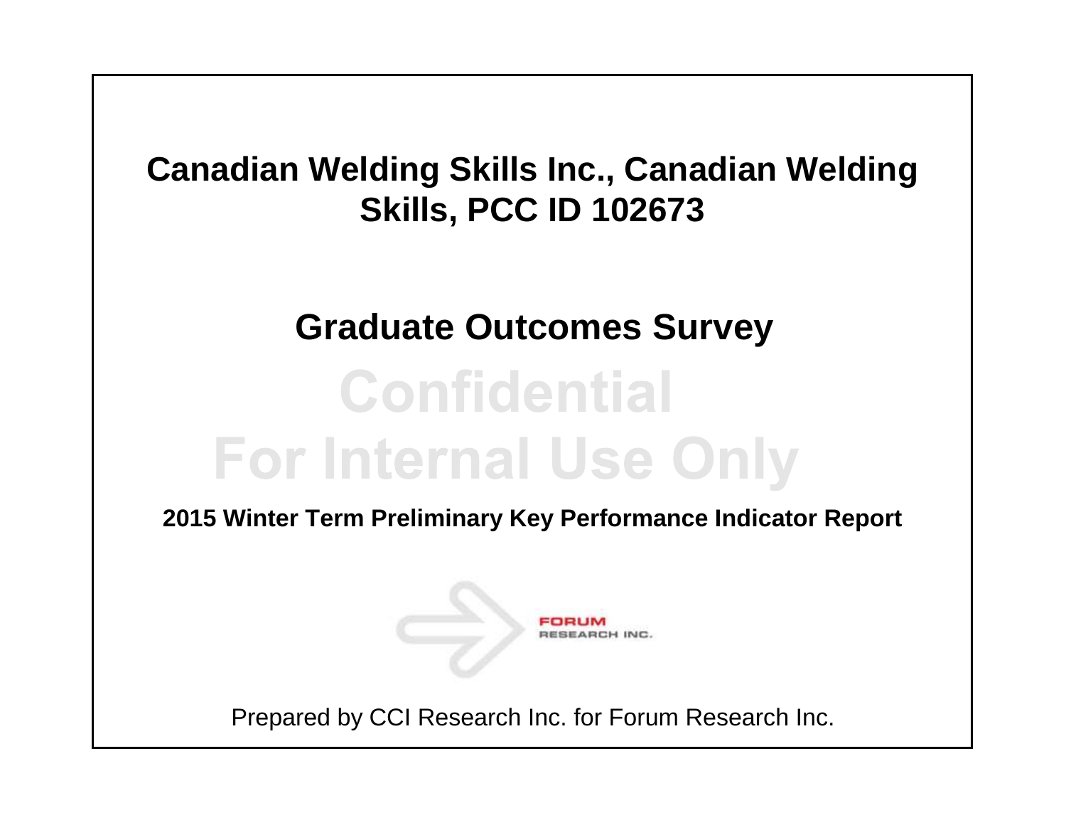# Canadian Welding Skills Inc., Canadian Welding Skills, PCC ID 102673

## Graduate Outcomes Survey

Confidential
For Internal Use Only

**2015 Winter Term Preliminary Key Performance Indicator Report**

FORUM
RESEARCH INC.

Prepared by CCI Research Inc. for Forum Research Inc.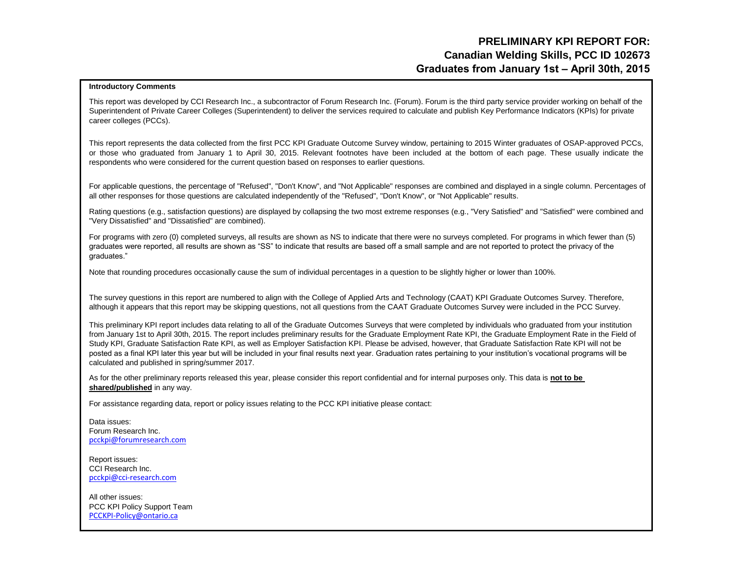# PRELIMINARY KPI REPORT FOR:
# Canadian Welding Skills, PCC ID 102673
# Graduates from January 1st – April 30th, 2015

**Introductory Comments**

This report was developed by CCI Research Inc., a subcontractor of Forum Research Inc. (Forum). Forum is the third party service provider working on behalf of the Superintendent of Private Career Colleges (Superintendent) to deliver the services required to calculate and publish Key Performance Indicators (KPIs) for private career colleges (PCCs).

This report represents the data collected from the first PCC KPI Graduate Outcome Survey window, pertaining to 2015 Winter graduates of OSAP-approved PCCs, or those who graduated from January 1 to April 30, 2015. Relevant footnotes have been included at the bottom of each page. These usually indicate the respondents who were considered for the current question based on responses to earlier questions.

For applicable questions, the percentage of "Refused", "Don't Know", and "Not Applicable" responses are combined and displayed in a single column. Percentages of all other responses for those questions are calculated independently of the "Refused", "Don't Know", or "Not Applicable" results.

Rating questions (e.g., satisfaction questions) are displayed by collapsing the two most extreme responses (e.g., "Very Satisfied" and "Satisfied" were combined and "Very Dissatisfied" and "Dissatisfied" are combined).

For programs with zero (0) completed surveys, all results are shown as NS to indicate that there were no surveys completed. For programs in which fewer than (5) graduates were reported, all results are shown as "SS" to indicate that results are based off a small sample and are not reported to protect the privacy of the graduates."

Note that rounding procedures occasionally cause the sum of individual percentages in a question to be slightly higher or lower than 100%.

The survey questions in this report are numbered to align with the College of Applied Arts and Technology (CAAT) KPI Graduate Outcomes Survey. Therefore, although it appears that this report may be skipping questions, not all questions from the CAAT Graduate Outcomes Survey were included in the PCC Survey.

This preliminary KPI report includes data relating to all of the Graduate Outcomes Surveys that were completed by individuals who graduated from your institution from January 1st to April 30th, 2015. The report includes preliminary results for the Graduate Employment Rate KPI, the Graduate Employment Rate in the Field of Study KPI, Graduate Satisfaction Rate KPI, as well as Employer Satisfaction KPI. Please be advised, however, that Graduate Satisfaction Rate KPI will not be posted as a final KPI later this year but will be included in your final results next year. Graduation rates pertaining to your institution's vocational programs will be calculated and published in spring/summer 2017.

As for the other preliminary reports released this year, please consider this report confidential and for internal purposes only. This data is **not to be shared/published** in any way.

For assistance regarding data, report or policy issues relating to the PCC KPI initiative please contact:

Data issues:
Forum Research Inc.
pcckpi@forumresearch.com

Report issues:
CCI Research Inc.
pcckpi@cci-research.com

All other issues:
PCC KPI Policy Support Team
PCCKPI-Policy@ontario.ca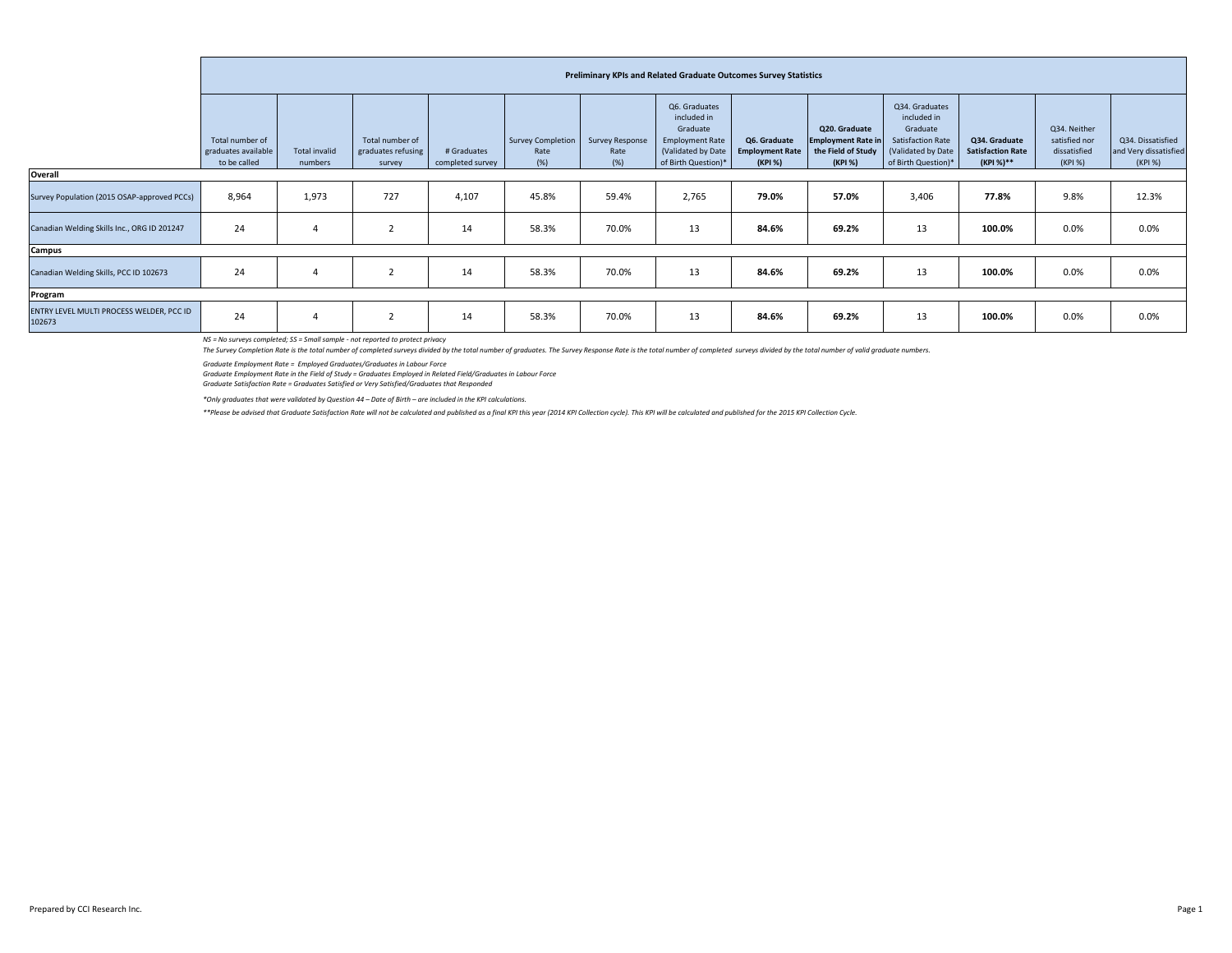| | Preliminary KPIs and Related Graduate Outcomes Survey Statistics | | | | | | | | | | | | |
|---|---|---|---|---|---|---|---|---|---|---|---|---|---|
| | Total number of graduates available to be called | Total invalid numbers | Total number of graduates refusing survey | # Graduates completed survey | Survey Completion Rate (%) | Survey Response Rate (%) | Q6. Graduates included in Graduate Employment Rate (Validated by Date of Birth Question)* | **Q6. Graduate Employment Rate (KPI %)** | **Q20. Graduate Employment Rate in the Field of Study (KPI %)** | Q34. Graduates included in Graduate Satisfaction Rate (Validated by Date of Birth Question)* | **Q34. Graduate Satisfaction Rate (KPI %)\*\*** | Q34. Neither satisfied nor dissatisfied (KPI %) | Q34. Dissatisfied and Very dissatisfied (KPI %) |
| **Overall** | | | | | | | | | | | | | |
| Survey Population (2015 OSAP-approved PCCs) | 8,964 | 1,973 | 727 | 4,107 | 45.8% | 59.4% | 2,765 | **79.0%** | **57.0%** | 3,406 | **77.8%** | 9.8% | 12.3% |
| Canadian Welding Skills Inc., ORG ID 201247 | 24 | 4 | 2 | 14 | 58.3% | 70.0% | 13 | **84.6%** | **69.2%** | 13 | **100.0%** | 0.0% | 0.0% |
| **Campus** | | | | | | | | | | | | | |
| Canadian Welding Skills, PCC ID 102673 | 24 | 4 | 2 | 14 | 58.3% | 70.0% | 13 | **84.6%** | **69.2%** | 13 | **100.0%** | 0.0% | 0.0% |
| **Program** | | | | | | | | | | | | | |
| ENTRY LEVEL MULTI PROCESS WELDER, PCC ID 102673 | 24 | 4 | 2 | 14 | 58.3% | 70.0% | 13 | **84.6%** | **69.2%** | 13 | **100.0%** | 0.0% | 0.0% |

*NS = No surveys completed; SS = Small sample - not reported to protect privacy*

*The Survey Completion Rate is the total number of completed surveys divided by the total number of graduates. The Survey Response Rate is the total number of completed surveys divided by the total number of valid graduate numbers.*

*Graduate Employment Rate = Employed Graduates/Graduates in Labour Force*

*Graduate Employment Rate in the Field of Study = Graduates Employed in Related Field/Graduates in Labour Force*

*Graduate Satisfaction Rate = Graduates Satisfied or Very Satisfied/Graduates that Responded*

*\*Only graduates that were validated by Question 44 – Date of Birth – are included in the KPI calculations.*

*\*\*Please be advised that Graduate Satisfaction Rate will not be calculated and published as a final KPI this year (2014 KPI Collection cycle). This KPI will be calculated and published for the 2015 KPI Collection Cycle.*

Prepared by CCI Research Inc.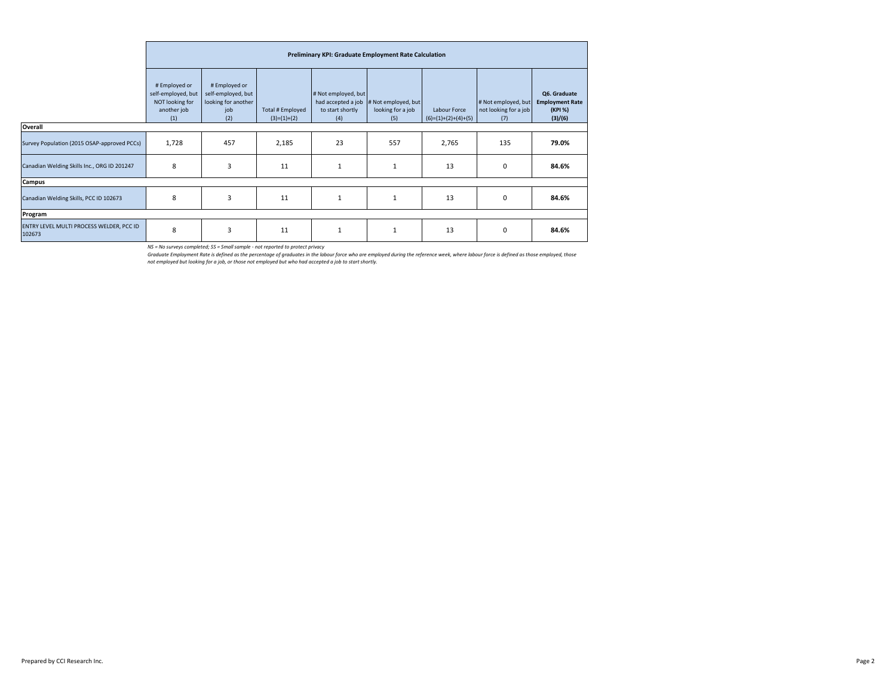| | Preliminary KPI: Graduate Employment Rate Calculation | | | | | | | |
|---|---|---|---|---|---|---|---|---|
| | # Employed or self-employed, but NOT looking for another job (1) | # Employed or self-employed, but looking for another job (2) | Total # Employed (3)=(1)+(2) | # Not employed, but had accepted a job to start shortly (4) | # Not employed, but looking for a job (5) | Labour Force (6)=(1)+(2)+(4)+(5) | # Not employed, but not looking for a job (7) | **Q6. Graduate Employment Rate (KPI %) (3)/(6)** |
| **Overall** | | | | | | | | |
| Survey Population (2015 OSAP-approved PCCs) | 1,728 | 457 | 2,185 | 23 | 557 | 2,765 | 135 | **79.0%** |
| Canadian Welding Skills Inc., ORG ID 201247 | 8 | 3 | 11 | 1 | 1 | 13 | 0 | **84.6%** |
| **Campus** | | | | | | | | |
| Canadian Welding Skills, PCC ID 102673 | 8 | 3 | 11 | 1 | 1 | 13 | 0 | **84.6%** |
| **Program** | | | | | | | | |
| ENTRY LEVEL MULTI PROCESS WELDER, PCC ID 102673 | 8 | 3 | 11 | 1 | 1 | 13 | 0 | **84.6%** |

*NS = No surveys completed; SS = Small sample - not reported to protect privacy*

*Graduate Employment Rate is defined as the percentage of graduates in the labour force who are employed during the reference week, where labour force is defined as those employed, those not employed but looking for a job, or those not employed but who had accepted a job to start shortly.*

Prepared by CCI Research Inc.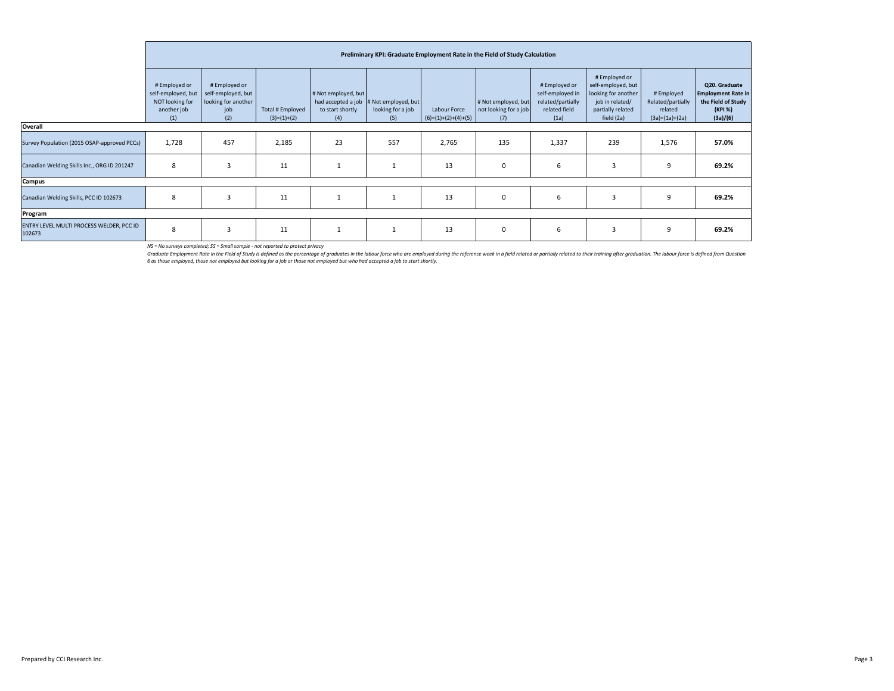| | Preliminary KPI: Graduate Employment Rate in the Field of Study Calculation | | | | | | | | | | |
|---|---|---|---|---|---|---|---|---|---|---|---|
| | # Employed or self-employed, but NOT looking for another job (1) | # Employed or self-employed, but looking for another job (2) | Total # Employed (3)=(1)+(2) | # Not employed, but had accepted a job to start shortly (4) | # Not employed, but looking for a job (5) | Labour Force (6)=(1)+(2)+(4)+(5) | # Not employed, but not looking for a job (7) | # Employed or self-employed in related/partially related field (1a) | # Employed or self-employed, but looking for another job in related/ partially related field (2a) | # Employed Related/partially related (3a)=(1a)+(2a) | **Q20. Graduate Employment Rate in the Field of Study (KPI %) (3a)/(6)** |
| **Overall** | | | | | | | | | | | |
| Survey Population (2015 OSAP-approved PCCs) | 1,728 | 457 | 2,185 | 23 | 557 | 2,765 | 135 | 1,337 | 239 | 1,576 | **57.0%** |
| Canadian Welding Skills Inc., ORG ID 201247 | 8 | 3 | 11 | 1 | 1 | 13 | 0 | 6 | 3 | 9 | **69.2%** |
| **Campus** | | | | | | | | | | | |
| Canadian Welding Skills, PCC ID 102673 | 8 | 3 | 11 | 1 | 1 | 13 | 0 | 6 | 3 | 9 | **69.2%** |
| **Program** | | | | | | | | | | | |
| ENTRY LEVEL MULTI PROCESS WELDER, PCC ID 102673 | 8 | 3 | 11 | 1 | 1 | 13 | 0 | 6 | 3 | 9 | **69.2%** |

*NS = No surveys completed; SS = Small sample - not reported to protect privacy*

*Graduate Employment Rate in the Field of Study is defined as the percentage of graduates in the labour force who are employed during the reference week in a field related or partially related to their training after graduation. The labour force is defined from Question 6 as those employed, those not employed but looking for a job or those not employed but who had accepted a job to start shortly.*

Prepared by CCI Research Inc.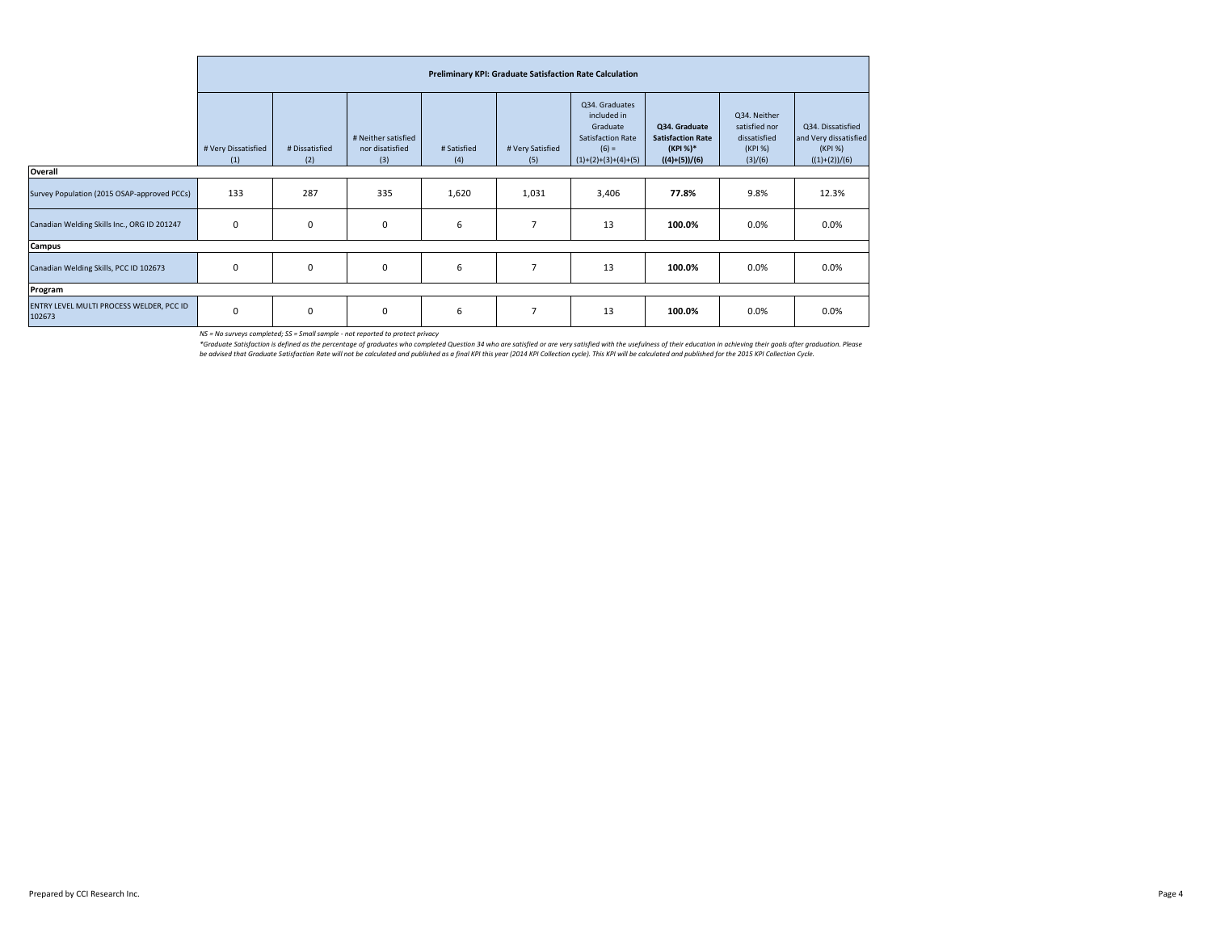| Preliminary KPI: Graduate Satisfaction Rate Calculation | | | | | | | | | |
|---|---|---|---|---|---|---|---|---|---|
| | # Very Dissatisfied (1) | # Dissatisfied (2) | # Neither satisfied nor disatisfied (3) | # Satisfied (4) | # Very Satisfied (5) | Q34. Graduates included in Graduate Satisfaction Rate (6) = (1)+(2)+(3)+(4)+(5) | **Q34. Graduate Satisfaction Rate (KPI %)* ((4)+(5))/(6)** | Q34. Neither satisfied nor dissatisfied (KPI %) (3)/(6) | Q34. Dissatisfied and Very dissatisfied (KPI %) ((1)+(2))/(6) |
| **Overall** | | | | | | | | | |
| Survey Population (2015 OSAP-approved PCCs) | 133 | 287 | 335 | 1,620 | 1,031 | 3,406 | **77.8%** | 9.8% | 12.3% |
| Canadian Welding Skills Inc., ORG ID 201247 | 0 | 0 | 0 | 6 | 7 | 13 | **100.0%** | 0.0% | 0.0% |
| **Campus** | | | | | | | | | |
| Canadian Welding Skills, PCC ID 102673 | 0 | 0 | 0 | 6 | 7 | 13 | **100.0%** | 0.0% | 0.0% |
| **Program** | | | | | | | | | |
| ENTRY LEVEL MULTI PROCESS WELDER, PCC ID 102673 | 0 | 0 | 0 | 6 | 7 | 13 | **100.0%** | 0.0% | 0.0% |

*NS = No surveys completed; SS = Small sample - not reported to protect privacy*

*\*Graduate Satisfaction is defined as the percentage of graduates who completed Question 34 who are satisfied or are very satisfied with the usefulness of their education in achieving their goals after graduation. Please be advised that Graduate Satisfaction Rate will not be calculated and published as a final KPI this year (2014 KPI Collection cycle). This KPI will be calculated and published for the 2015 KPI Collection Cycle.*

Prepared by CCI Research Inc.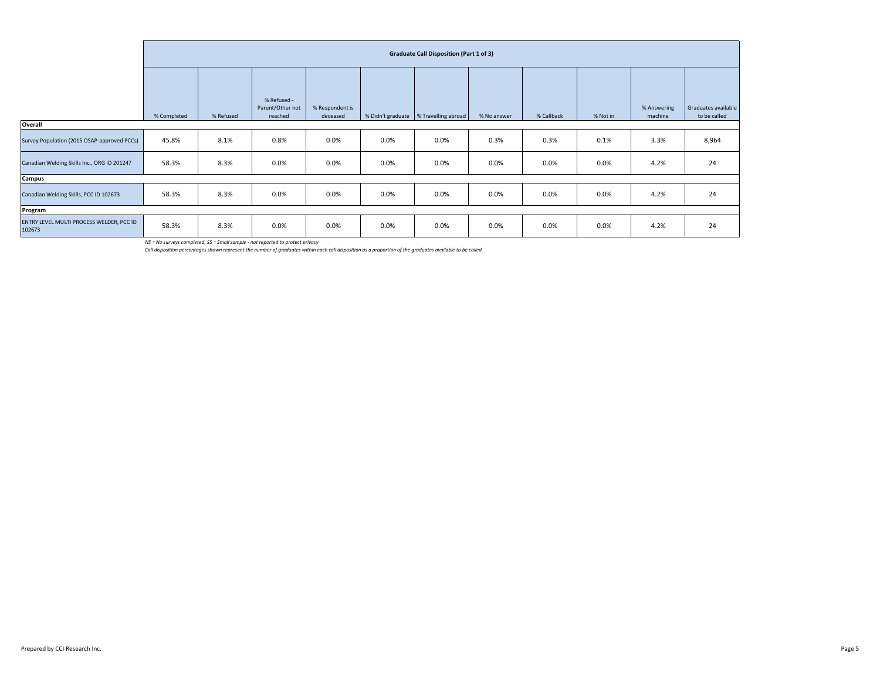| | Graduate Call Disposition (Part 1 of 3) | | | | | | | | | | |
|---|---|---|---|---|---|---|---|---|---|---|---|
| | % Completed | % Refused | % Refused - Parent/Other not reached | % Respondent is deceased | % Didn't graduate | % Travelling abroad | % No answer | % Callback | % Not in | % Answering machine | Graduates available to be called |
| **Overall** | | | | | | | | | | | |
| Survey Population (2015 OSAP-approved PCCs) | 45.8% | 8.1% | 0.8% | 0.0% | 0.0% | 0.0% | 0.3% | 0.3% | 0.1% | 3.3% | 8,964 |
| Canadian Welding Skills Inc., ORG ID 201247 | 58.3% | 8.3% | 0.0% | 0.0% | 0.0% | 0.0% | 0.0% | 0.0% | 0.0% | 4.2% | 24 |
| **Campus** | | | | | | | | | | | |
| Canadian Welding Skills, PCC ID 102673 | 58.3% | 8.3% | 0.0% | 0.0% | 0.0% | 0.0% | 0.0% | 0.0% | 0.0% | 4.2% | 24 |
| **Program** | | | | | | | | | | | |
| ENTRY LEVEL MULTI PROCESS WELDER, PCC ID 102673 | 58.3% | 8.3% | 0.0% | 0.0% | 0.0% | 0.0% | 0.0% | 0.0% | 0.0% | 4.2% | 24 |

*NS = No surveys completed; SS = Small sample - not reported to protect privacy*

*Call disposition percentages shown represent the number of graduates within each call disposition as a proportion of the graduates available to be called.*

Prepared by CCI Research Inc.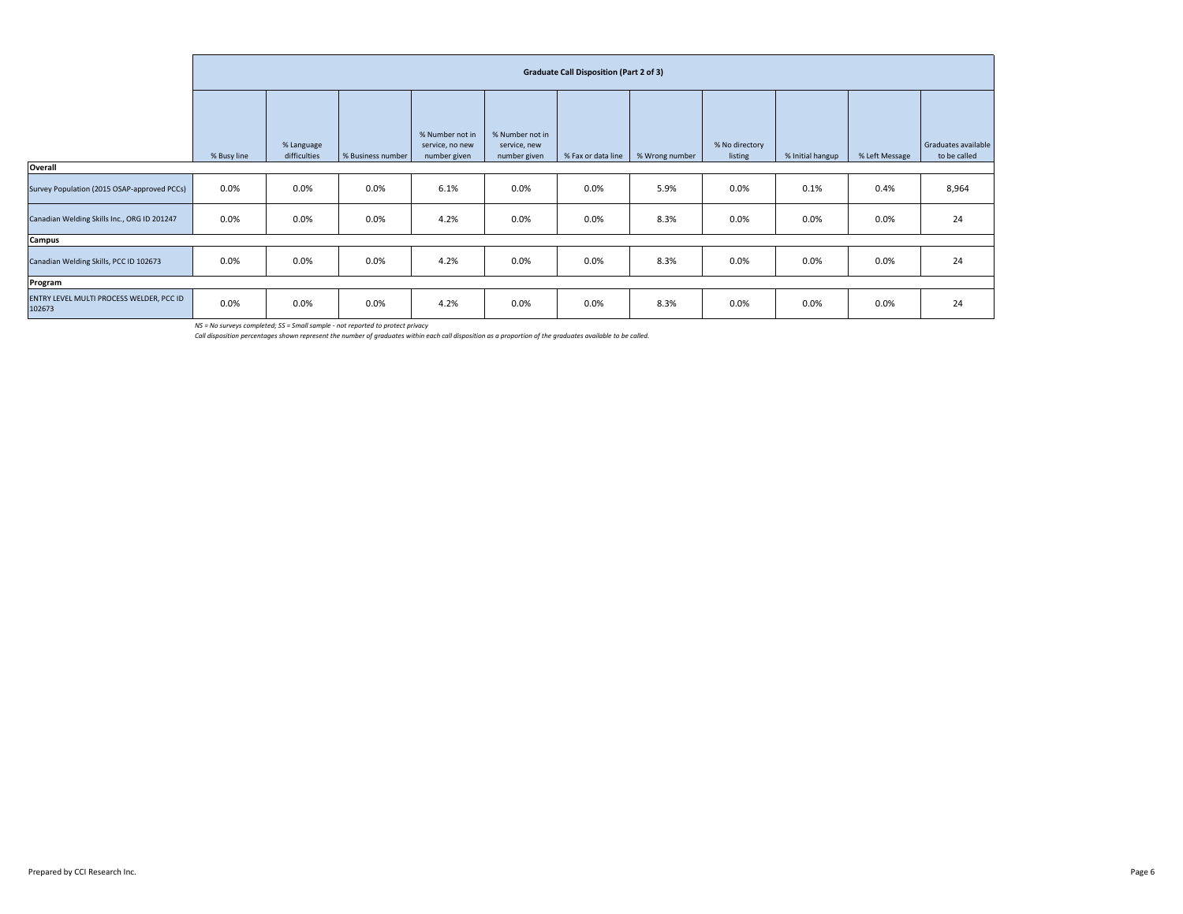| | Graduate Call Disposition (Part 2 of 3) | | | | | | | | | | |
|---|---|---|---|---|---|---|---|---|---|---|---|
| | % Busy line | % Language difficulties | % Business number | % Number not in service, no new number given | % Number not in service, new number given | % Fax or data line | % Wrong number | % No directory listing | % Initial hangup | % Left Message | Graduates available to be called |
| **Overall** | | | | | | | | | | | |
| Survey Population (2015 OSAP-approved PCCs) | 0.0% | 0.0% | 0.0% | 6.1% | 0.0% | 0.0% | 5.9% | 0.0% | 0.1% | 0.4% | 8,964 |
| Canadian Welding Skills Inc., ORG ID 201247 | 0.0% | 0.0% | 0.0% | 4.2% | 0.0% | 0.0% | 8.3% | 0.0% | 0.0% | 0.0% | 24 |
| **Campus** | | | | | | | | | | | |
| Canadian Welding Skills, PCC ID 102673 | 0.0% | 0.0% | 0.0% | 4.2% | 0.0% | 0.0% | 8.3% | 0.0% | 0.0% | 0.0% | 24 |
| **Program** | | | | | | | | | | | |
| ENTRY LEVEL MULTI PROCESS WELDER, PCC ID 102673 | 0.0% | 0.0% | 0.0% | 4.2% | 0.0% | 0.0% | 8.3% | 0.0% | 0.0% | 0.0% | 24 |

*NS = No surveys completed; SS = Small sample - not reported to protect privacy*

*Call disposition percentages shown represent the number of graduates within each call disposition as a proportion of the graduates available to be called.*

Prepared by CCI Research Inc.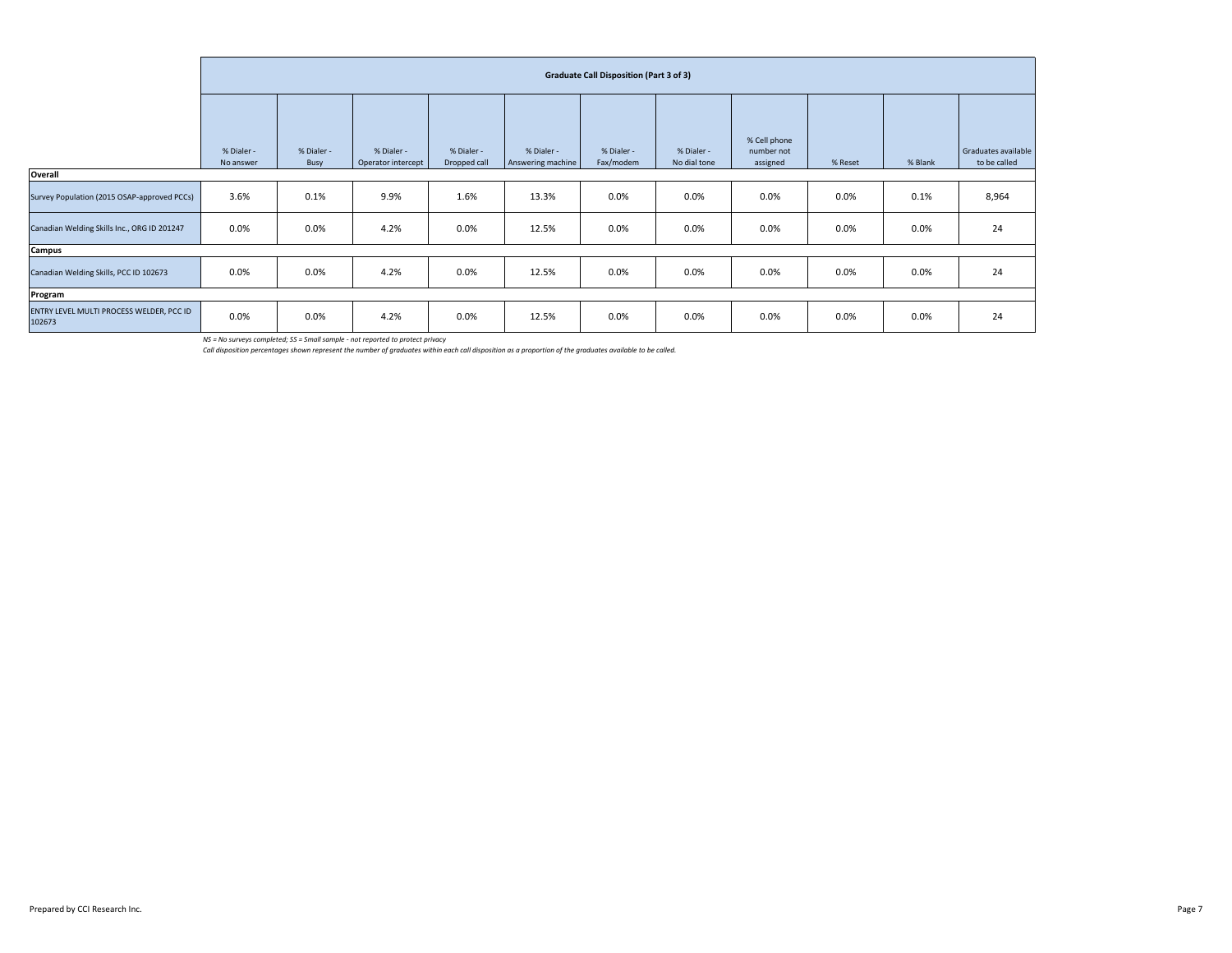| | Graduate Call Disposition (Part 3 of 3) | | | | | | | | | | |
|---|---|---|---|---|---|---|---|---|---|---|---|
| | % Dialer - No answer | % Dialer - Busy | % Dialer - Operator intercept | % Dialer - Dropped call | % Dialer - Answering machine | % Dialer - Fax/modem | % Dialer - No dial tone | % Cell phone number not assigned | % Reset | % Blank | Graduates available to be called |
| **Overall** | | | | | | | | | | | |
| Survey Population (2015 OSAP-approved PCCs) | 3.6% | 0.1% | 9.9% | 1.6% | 13.3% | 0.0% | 0.0% | 0.0% | 0.0% | 0.1% | 8,964 |
| Canadian Welding Skills Inc., ORG ID 201247 | 0.0% | 0.0% | 4.2% | 0.0% | 12.5% | 0.0% | 0.0% | 0.0% | 0.0% | 0.0% | 24 |
| **Campus** | | | | | | | | | | | |
| Canadian Welding Skills, PCC ID 102673 | 0.0% | 0.0% | 4.2% | 0.0% | 12.5% | 0.0% | 0.0% | 0.0% | 0.0% | 0.0% | 24 |
| **Program** | | | | | | | | | | | |
| ENTRY LEVEL MULTI PROCESS WELDER, PCC ID 102673 | 0.0% | 0.0% | 4.2% | 0.0% | 12.5% | 0.0% | 0.0% | 0.0% | 0.0% | 0.0% | 24 |

*NS = No surveys completed; SS = Small sample - not reported to protect privacy*

*Call disposition percentages shown represent the number of graduates within each call disposition as a proportion of the graduates available to be called.*

Prepared by CCI Research Inc.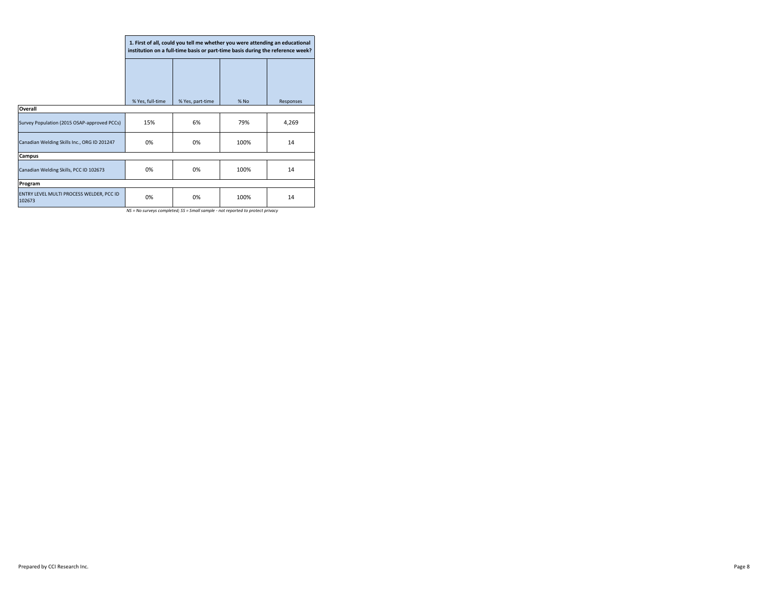| | 1. First of all, could you tell me whether you were attending an educational institution on a full-time basis or part-time basis during the reference week? | | | |
|---|---|---|---|---|
| | % Yes, full-time | % Yes, part-time | % No | Responses |
| **Overall** | | | | |
| Survey Population (2015 OSAP-approved PCCs) | 15% | 6% | 79% | 4,269 |
| Canadian Welding Skills Inc., ORG ID 201247 | 0% | 0% | 100% | 14 |
| **Campus** | | | | |
| Canadian Welding Skills, PCC ID 102673 | 0% | 0% | 100% | 14 |
| **Program** | | | | |
| ENTRY LEVEL MULTI PROCESS WELDER, PCC ID 102673 | 0% | 0% | 100% | 14 |

*NS = No surveys completed; SS = Small sample - not reported to protect privacy*

Prepared by CCI Research Inc.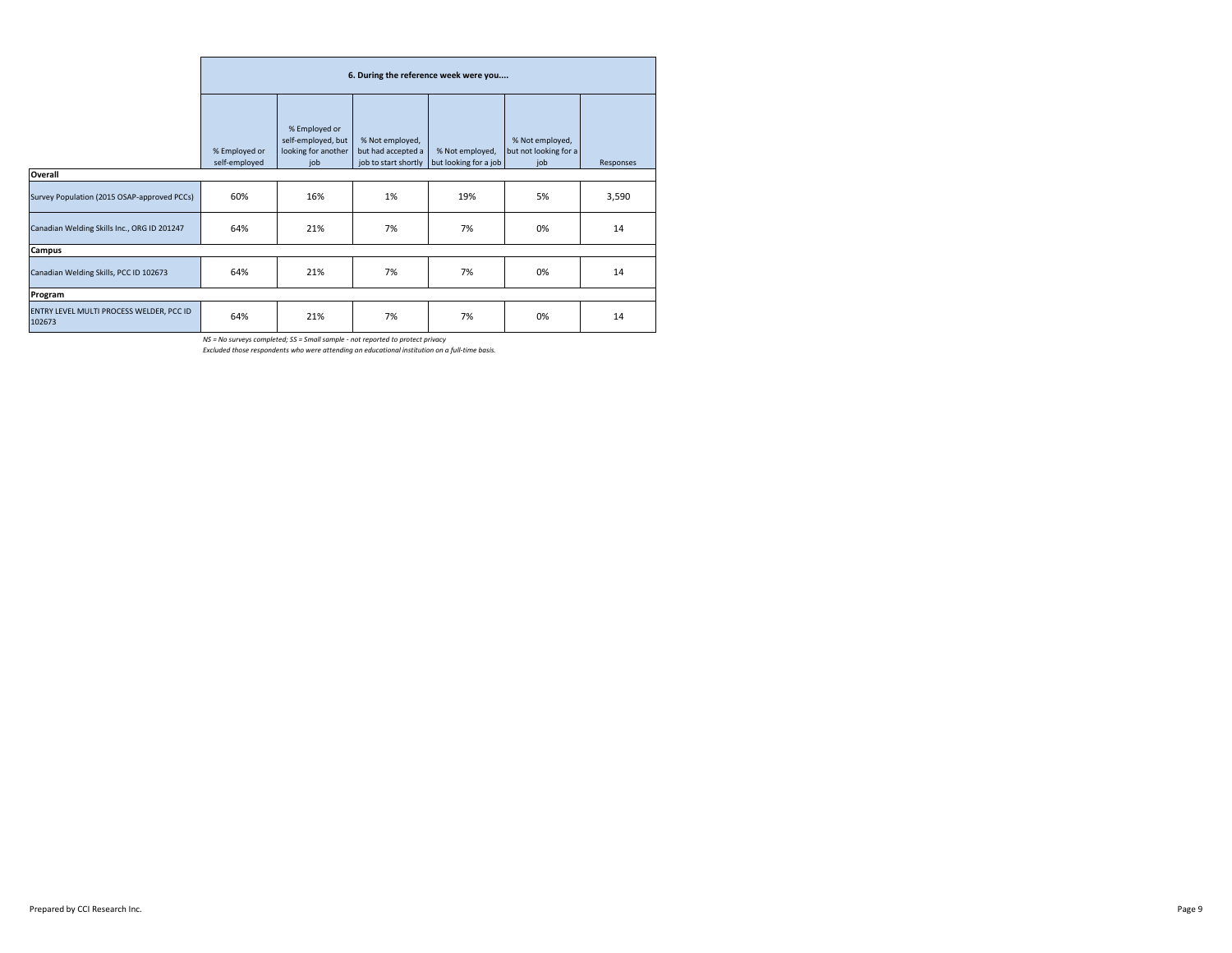| | 6. During the reference week were you.... | | | | | |
|---|---|---|---|---|---|---|
| | % Employed or self-employed | % Employed or self-employed, but looking for another job | % Not employed, but had accepted a job to start shortly | % Not employed, but looking for a job | % Not employed, but not looking for a job | Responses |
| **Overall** | | | | | | |
| Survey Population (2015 OSAP-approved PCCs) | 60% | 16% | 1% | 19% | 5% | 3,590 |
| Canadian Welding Skills Inc., ORG ID 201247 | 64% | 21% | 7% | 7% | 0% | 14 |
| **Campus** | | | | | | |
| Canadian Welding Skills, PCC ID 102673 | 64% | 21% | 7% | 7% | 0% | 14 |
| **Program** | | | | | | |
| ENTRY LEVEL MULTI PROCESS WELDER, PCC ID 102673 | 64% | 21% | 7% | 7% | 0% | 14 |

*NS = No surveys completed; SS = Small sample - not reported to protect privacy*

*Excluded those respondents who were attending an educational institution on a full-time basis.*

Prepared by CCI Research Inc.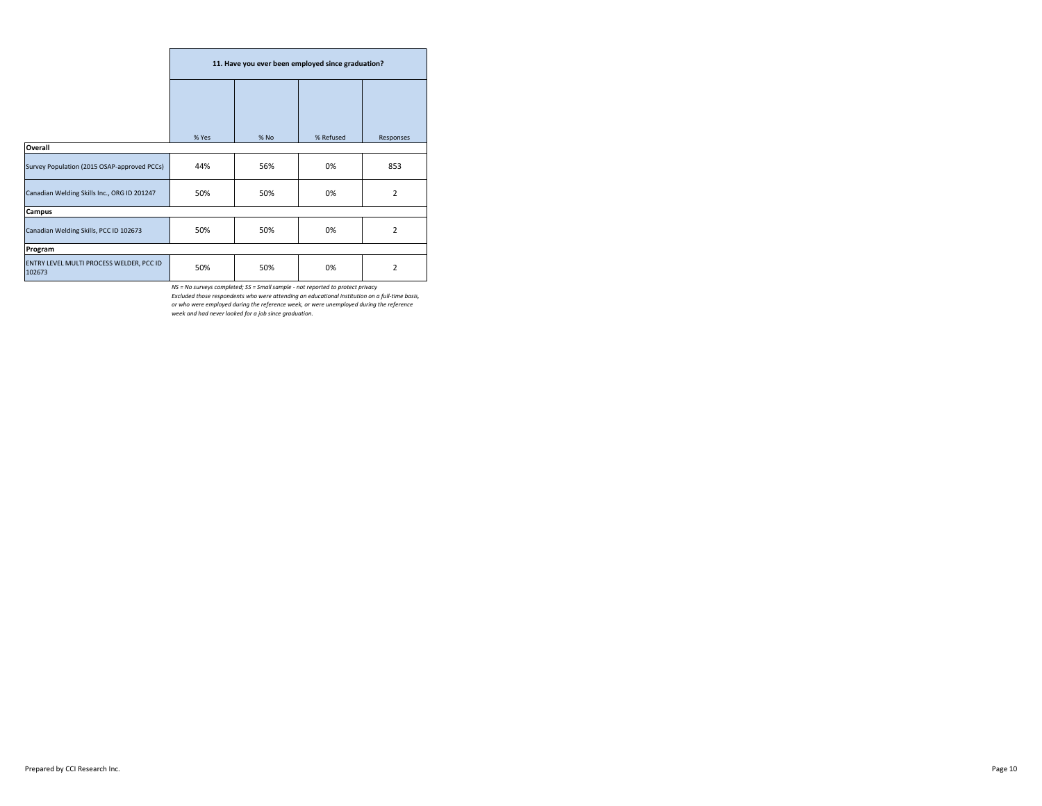| | 11. Have you ever been employed since graduation? | | | |
|---|---|---|---|---|
| | % Yes | % No | % Refused | Responses |
| **Overall** | | | | |
| Survey Population (2015 OSAP-approved PCCs) | 44% | 56% | 0% | 853 |
| Canadian Welding Skills Inc., ORG ID 201247 | 50% | 50% | 0% | 2 |
| **Campus** | | | | |
| Canadian Welding Skills, PCC ID 102673 | 50% | 50% | 0% | 2 |
| **Program** | | | | |
| ENTRY LEVEL MULTI PROCESS WELDER, PCC ID 102673 | 50% | 50% | 0% | 2 |

*NS = No surveys completed; SS = Small sample - not reported to protect privacy*
*Excluded those respondents who were attending an educational institution on a full-time basis, or who were employed during the reference week, or were unemployed during the reference week and had never looked for a job since graduation.*

Prepared by CCI Research Inc.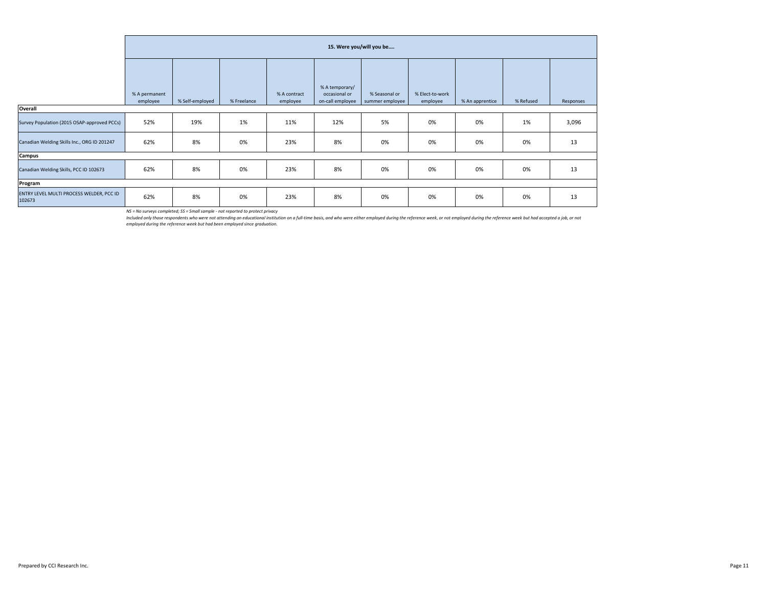| | 15. Were you/will you be.... | | | | | | | | | |
|---|---|---|---|---|---|---|---|---|---|---|
| | % A permanent employee | % Self-employed | % Freelance | % A contract employee | % A temporary/ occasional or on-call employee | % Seasonal or summer employee | % Elect-to-work employee | % An apprentice | % Refused | Responses |
| **Overall** | | | | | | | | | | |
| Survey Population (2015 OSAP-approved PCCs) | 52% | 19% | 1% | 11% | 12% | 5% | 0% | 0% | 1% | 3,096 |
| Canadian Welding Skills Inc., ORG ID 201247 | 62% | 8% | 0% | 23% | 8% | 0% | 0% | 0% | 0% | 13 |
| **Campus** | | | | | | | | | | |
| Canadian Welding Skills, PCC ID 102673 | 62% | 8% | 0% | 23% | 8% | 0% | 0% | 0% | 0% | 13 |
| **Program** | | | | | | | | | | |
| ENTRY LEVEL MULTI PROCESS WELDER, PCC ID 102673 | 62% | 8% | 0% | 23% | 8% | 0% | 0% | 0% | 0% | 13 |

*NS = No surveys completed; SS = Small sample - not reported to protect privacy*

*Included only those respondents who were not attending an educational institution on a full-time basis, and who were either employed during the reference week, or not employed during the reference week but had accepted a job, or not employed during the reference week but had been employed since graduation.*

Prepared by CCI Research Inc.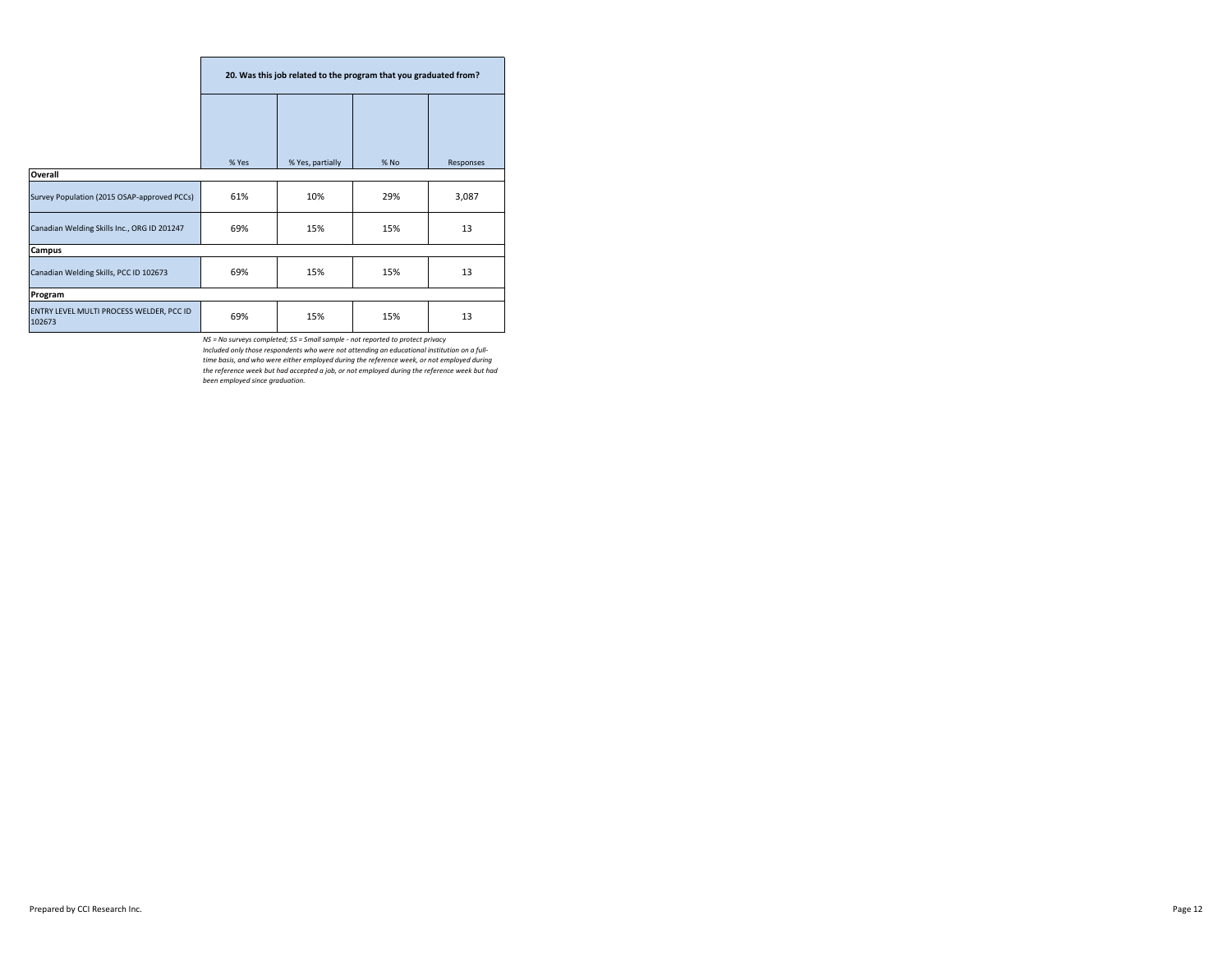| | 20. Was this job related to the program that you graduated from? | | | |
|---|---|---|---|---|
| | % Yes | % Yes, partially | % No | Responses |
| **Overall** | | | | |
| Survey Population (2015 OSAP-approved PCCs) | 61% | 10% | 29% | 3,087 |
| Canadian Welding Skills Inc., ORG ID 201247 | 69% | 15% | 15% | 13 |
| **Campus** | | | | |
| Canadian Welding Skills, PCC ID 102673 | 69% | 15% | 15% | 13 |
| **Program** | | | | |
| ENTRY LEVEL MULTI PROCESS WELDER, PCC ID 102673 | 69% | 15% | 15% | 13 |

*NS = No surveys completed; SS = Small sample - not reported to protect privacy*
*Included only those respondents who were not attending an educational institution on a full-time basis, and who were either employed during the reference week, or not employed during the reference week but had accepted a job, or not employed during the reference week but had been employed since graduation.*

Prepared by CCI Research Inc.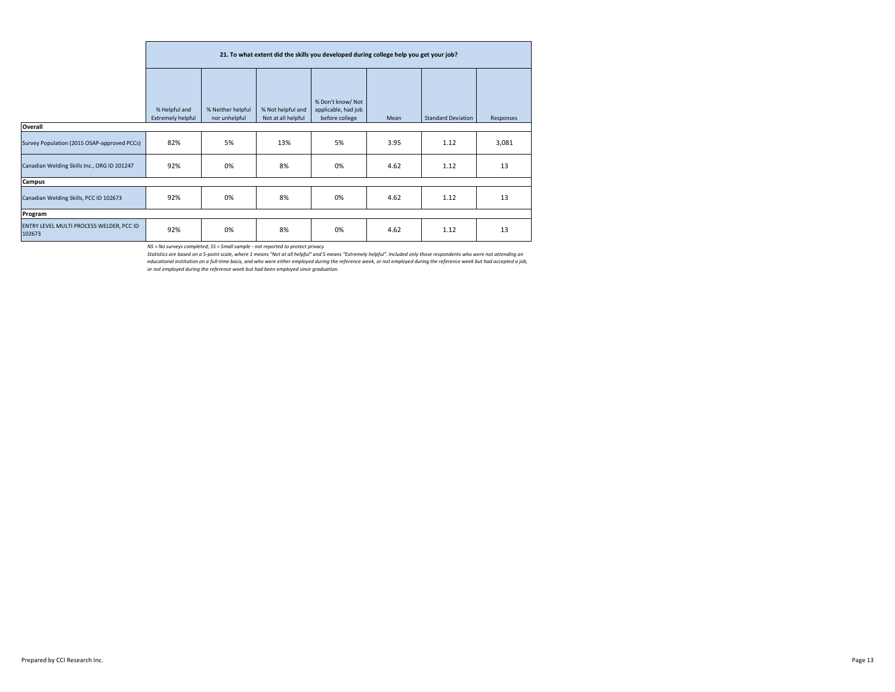| | 21. To what extent did the skills you developed during college help you get your job? | | | | | | |
|---|---|---|---|---|---|---|---|
| | % Helpful and Extremely helpful | % Neither helpful nor unhelpful | % Not helpful and Not at all helpful | % Don't know/ Not applicable, had job before college | Mean | Standard Deviation | Responses |
| **Overall** | | | | | | | |
| Survey Population (2015 OSAP-approved PCCs) | 82% | 5% | 13% | 5% | 3.95 | 1.12 | 3,081 |
| Canadian Welding Skills Inc., ORG ID 201247 | 92% | 0% | 8% | 0% | 4.62 | 1.12 | 13 |
| **Campus** | | | | | | | |
| Canadian Welding Skills, PCC ID 102673 | 92% | 0% | 8% | 0% | 4.62 | 1.12 | 13 |
| **Program** | | | | | | | |
| ENTRY LEVEL MULTI PROCESS WELDER, PCC ID 102673 | 92% | 0% | 8% | 0% | 4.62 | 1.12 | 13 |

*NS = No surveys completed; SS = Small sample - not reported to protect privacy*

*Statistics are based on a 5-point scale, where 1 means "Not at all helpful" and 5 means "Extremely helpful". Included only those respondents who were not attending an educational institution on a full-time basis, and who were either employed during the reference week, or not employed during the reference week but had accepted a job, or not employed during the reference week but had been employed since graduation.*

Prepared by CCI Research Inc.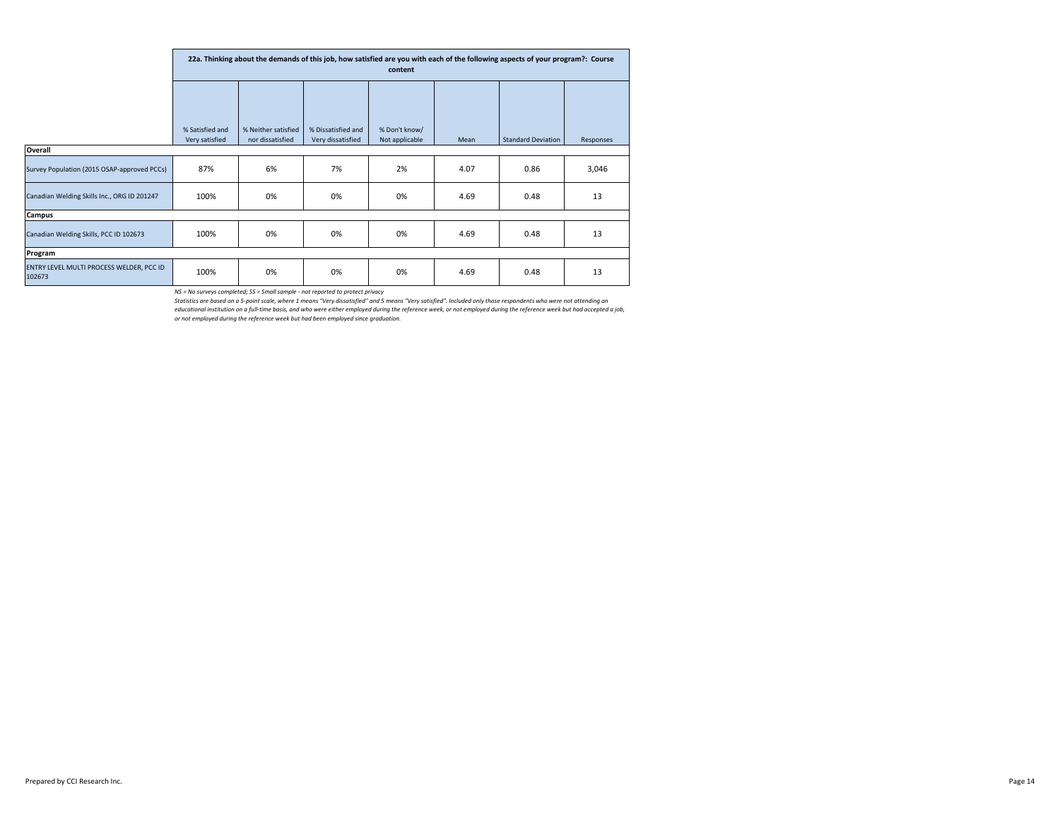| | 22a. Thinking about the demands of this job, how satisfied are you with each of the following aspects of your program?: Course content | | | | | | |
|---|---|---|---|---|---|---|---|
| | % Satisfied and Very satisfied | % Neither satisfied nor dissatisfied | % Dissatisfied and Very dissatisfied | % Don't know/ Not applicable | Mean | Standard Deviation | Responses |
| **Overall** | | | | | | | |
| Survey Population (2015 OSAP-approved PCCs) | 87% | 6% | 7% | 2% | 4.07 | 0.86 | 3,046 |
| Canadian Welding Skills Inc., ORG ID 201247 | 100% | 0% | 0% | 0% | 4.69 | 0.48 | 13 |
| **Campus** | | | | | | | |
| Canadian Welding Skills, PCC ID 102673 | 100% | 0% | 0% | 0% | 4.69 | 0.48 | 13 |
| **Program** | | | | | | | |
| ENTRY LEVEL MULTI PROCESS WELDER, PCC ID 102673 | 100% | 0% | 0% | 0% | 4.69 | 0.48 | 13 |

*NS = No surveys completed; SS = Small sample - not reported to protect privacy*

*Statistics are based on a 5-point scale, where 1 means "Very dissatisfied" and 5 means "Very satisfied". Included only those respondents who were not attending an educational institution on a full-time basis, and who were either employed during the reference week, or not employed during the reference week but had accepted a job, or not employed during the reference week but had been employed since graduation.*

Prepared by CCI Research Inc.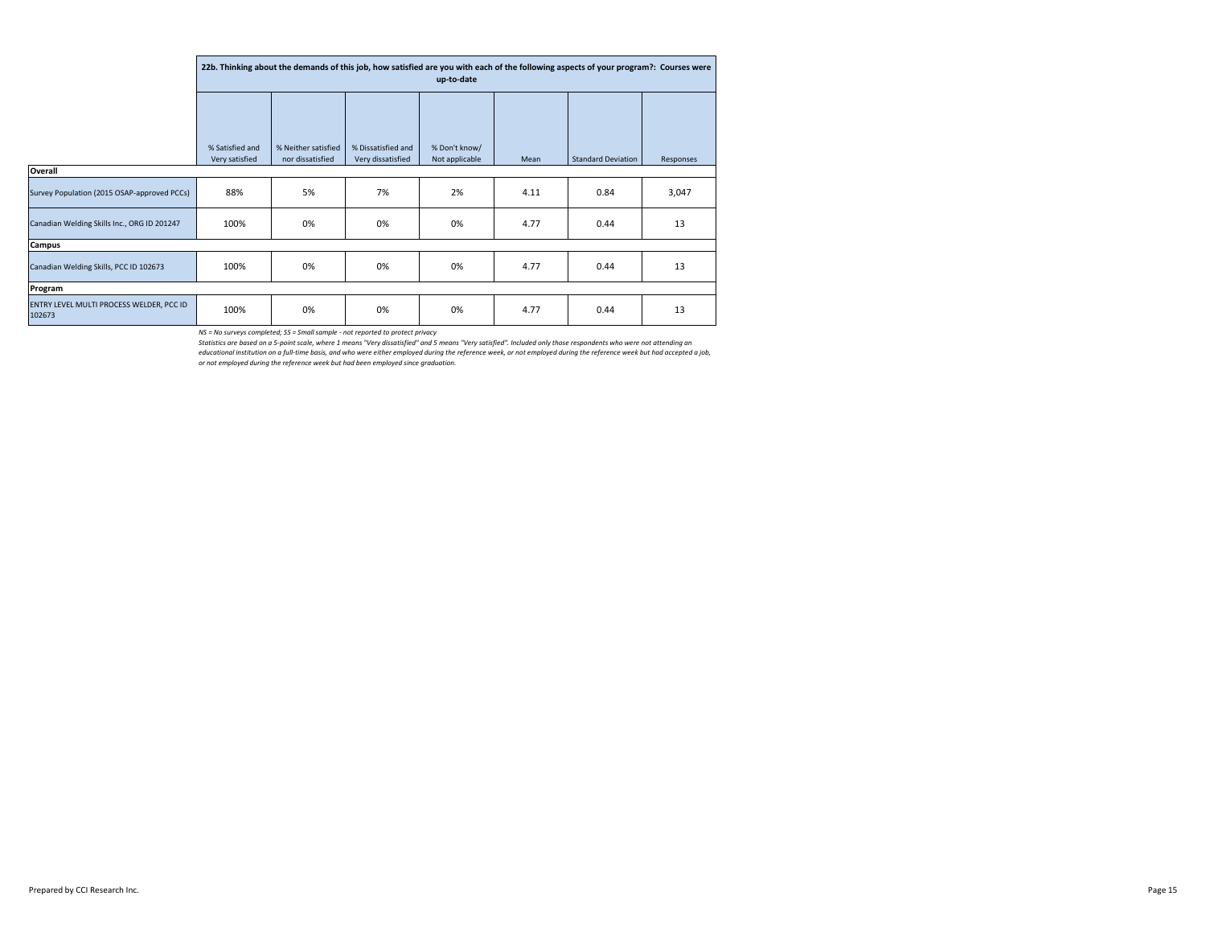| | 22b. Thinking about the demands of this job, how satisfied are you with each of the following aspects of your program?: Courses were up-to-date | | | | | | |
|---|---|---|---|---|---|---|---|
| | % Satisfied and Very satisfied | % Neither satisfied nor dissatisfied | % Dissatisfied and Very dissatisfied | % Don't know/ Not applicable | Mean | Standard Deviation | Responses |
| **Overall** | | | | | | | |
| Survey Population (2015 OSAP-approved PCCs) | 88% | 5% | 7% | 2% | 4.11 | 0.84 | 3,047 |
| Canadian Welding Skills Inc., ORG ID 201247 | 100% | 0% | 0% | 0% | 4.77 | 0.44 | 13 |
| **Campus** | | | | | | | |
| Canadian Welding Skills, PCC ID 102673 | 100% | 0% | 0% | 0% | 4.77 | 0.44 | 13 |
| **Program** | | | | | | | |
| ENTRY LEVEL MULTI PROCESS WELDER, PCC ID 102673 | 100% | 0% | 0% | 0% | 4.77 | 0.44 | 13 |

*NS = No surveys completed; SS = Small sample - not reported to protect privacy*

*Statistics are based on a 5-point scale, where 1 means "Very dissatisfied" and 5 means "Very satisfied". Included only those respondents who were not attending an educational institution on a full-time basis, and who were either employed during the reference week, or not employed during the reference week but had accepted a job, or not employed during the reference week but had been employed since graduation.*

Prepared by CCI Research Inc.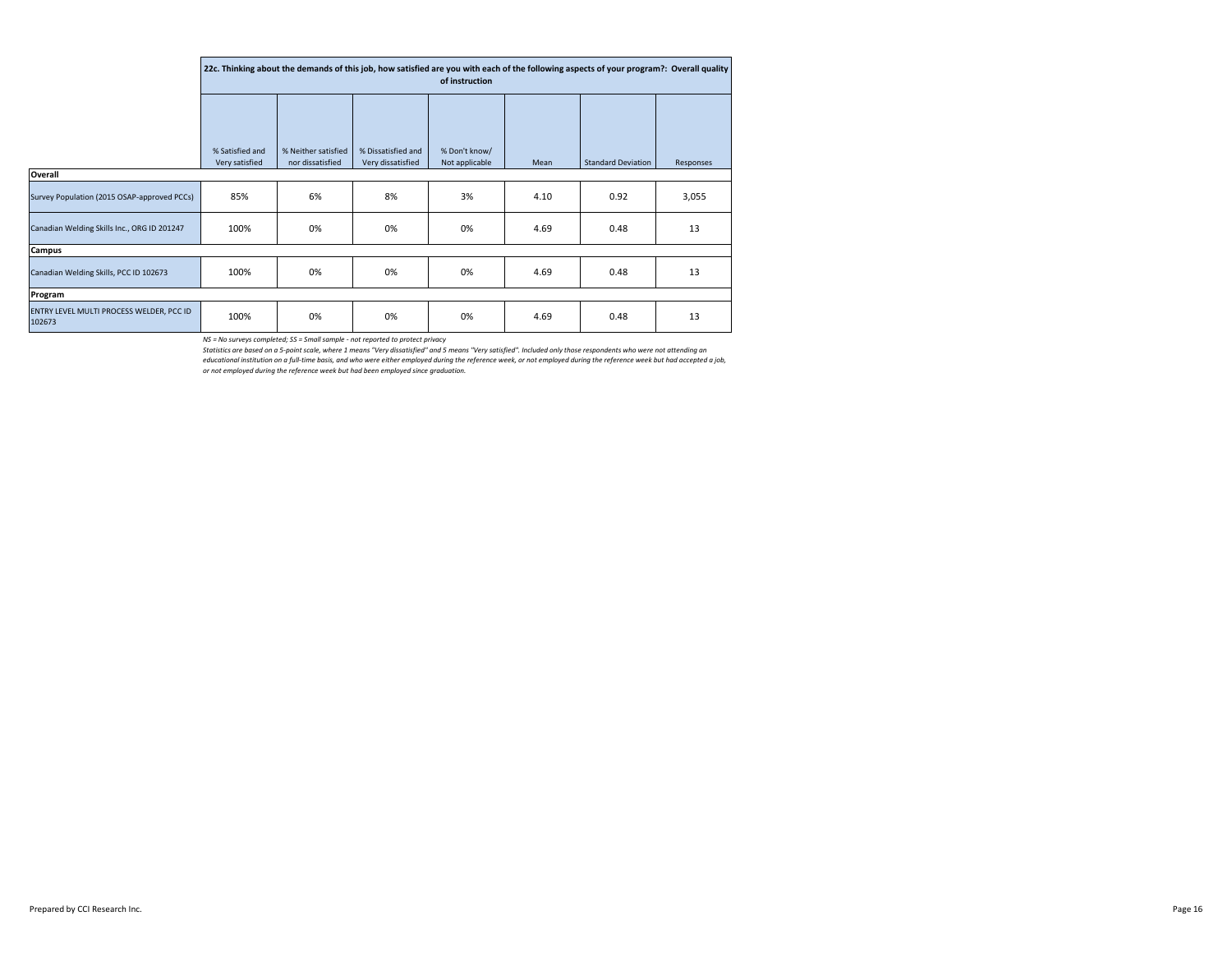| | 22c. Thinking about the demands of this job, how satisfied are you with each of the following aspects of your program?: Overall quality of instruction | | | | | | |
|---|---|---|---|---|---|---|---|
| | % Satisfied and Very satisfied | % Neither satisfied nor dissatisfied | % Dissatisfied and Very dissatisfied | % Don't know/ Not applicable | Mean | Standard Deviation | Responses |
| **Overall** | | | | | | | |
| Survey Population (2015 OSAP-approved PCCs) | 85% | 6% | 8% | 3% | 4.10 | 0.92 | 3,055 |
| Canadian Welding Skills Inc., ORG ID 201247 | 100% | 0% | 0% | 0% | 4.69 | 0.48 | 13 |
| **Campus** | | | | | | | |
| Canadian Welding Skills, PCC ID 102673 | 100% | 0% | 0% | 0% | 4.69 | 0.48 | 13 |
| **Program** | | | | | | | |
| ENTRY LEVEL MULTI PROCESS WELDER, PCC ID 102673 | 100% | 0% | 0% | 0% | 4.69 | 0.48 | 13 |

*NS = No surveys completed; SS = Small sample - not reported to protect privacy*

*Statistics are based on a 5-point scale, where 1 means "Very dissatisfied" and 5 means "Very satisfied". Included only those respondents who were not attending an educational institution on a full-time basis, and who were either employed during the reference week, or not employed during the reference week but had accepted a job, or not employed during the reference week but had been employed since graduation.*

Prepared by CCI Research Inc.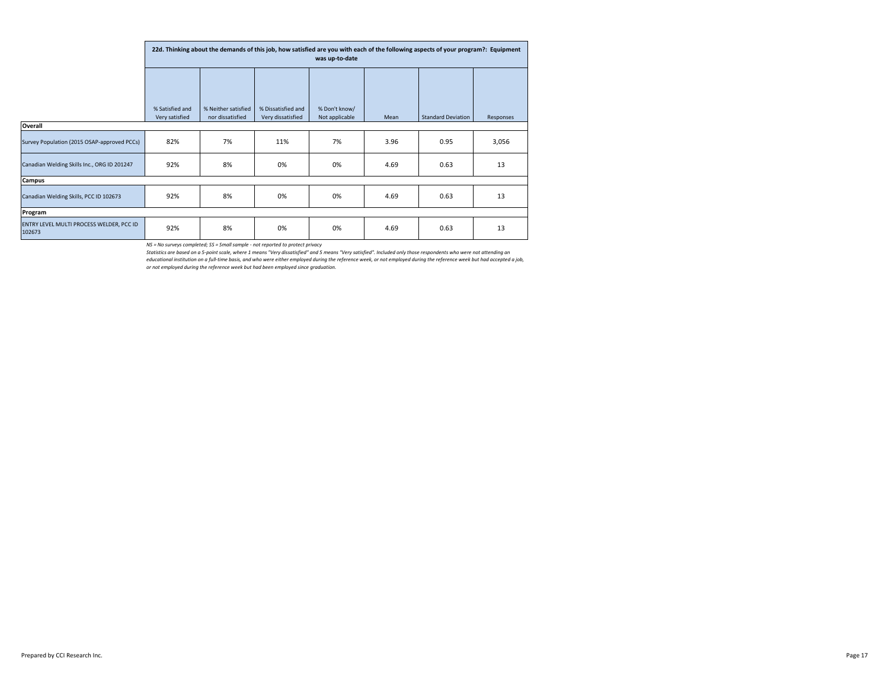| | 22d. Thinking about the demands of this job, how satisfied are you with each of the following aspects of your program?: Equipment was up-to-date | | | | | | |
|---|---|---|---|---|---|---|---|
| | % Satisfied and Very satisfied | % Neither satisfied nor dissatisfied | % Dissatisfied and Very dissatisfied | % Don't know/ Not applicable | Mean | Standard Deviation | Responses |
| **Overall** | | | | | | | |
| Survey Population (2015 OSAP-approved PCCs) | 82% | 7% | 11% | 7% | 3.96 | 0.95 | 3,056 |
| Canadian Welding Skills Inc., ORG ID 201247 | 92% | 8% | 0% | 0% | 4.69 | 0.63 | 13 |
| **Campus** | | | | | | | |
| Canadian Welding Skills, PCC ID 102673 | 92% | 8% | 0% | 0% | 4.69 | 0.63 | 13 |
| **Program** | | | | | | | |
| ENTRY LEVEL MULTI PROCESS WELDER, PCC ID 102673 | 92% | 8% | 0% | 0% | 4.69 | 0.63 | 13 |

*NS = No surveys completed; SS = Small sample - not reported to protect privacy*

*Statistics are based on a 5-point scale, where 1 means "Very dissatisfied" and 5 means "Very satisfied". Included only those respondents who were not attending an educational institution on a full-time basis, and who were either employed during the reference week, or not employed during the reference week but had accepted a job, or not employed during the reference week but had been employed since graduation.*

Prepared by CCI Research Inc.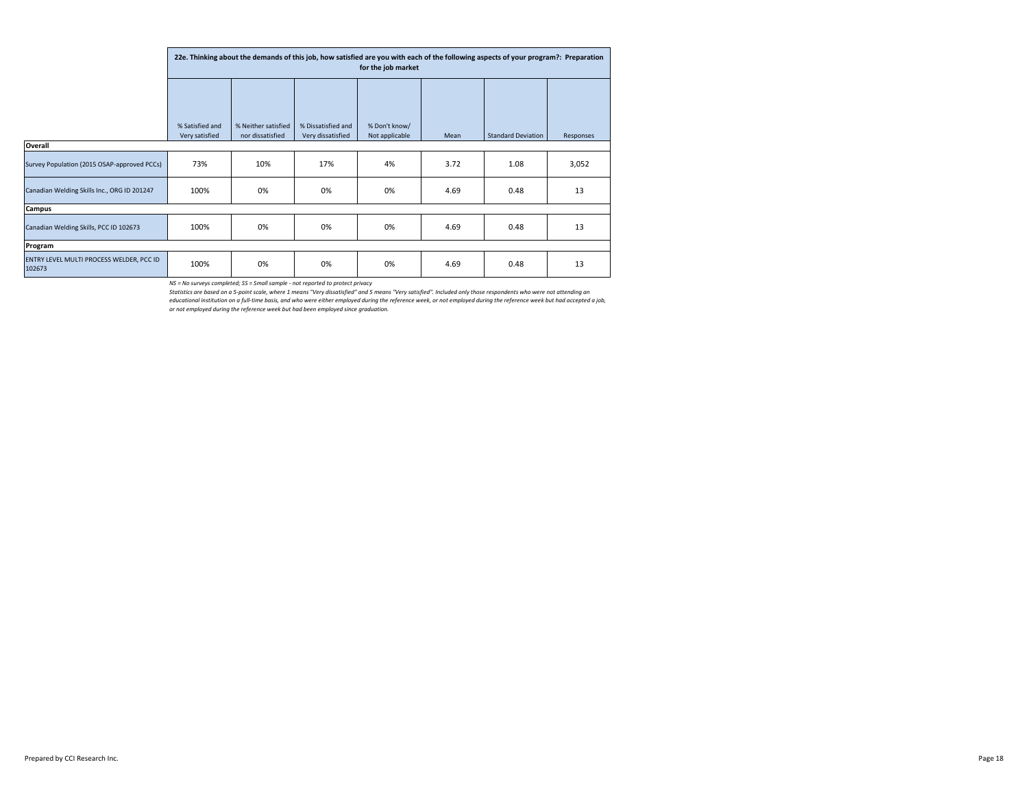| | 22e. Thinking about the demands of this job, how satisfied are you with each of the following aspects of your program?: Preparation for the job market | | | | | | |
|---|---|---|---|---|---|---|---|
| | % Satisfied and Very satisfied | % Neither satisfied nor dissatisfied | % Dissatisfied and Very dissatisfied | % Don't know/ Not applicable | Mean | Standard Deviation | Responses |
| **Overall** | | | | | | | |
| Survey Population (2015 OSAP-approved PCCs) | 73% | 10% | 17% | 4% | 3.72 | 1.08 | 3,052 |
| Canadian Welding Skills Inc., ORG ID 201247 | 100% | 0% | 0% | 0% | 4.69 | 0.48 | 13 |
| **Campus** | | | | | | | |
| Canadian Welding Skills, PCC ID 102673 | 100% | 0% | 0% | 0% | 4.69 | 0.48 | 13 |
| **Program** | | | | | | | |
| ENTRY LEVEL MULTI PROCESS WELDER, PCC ID 102673 | 100% | 0% | 0% | 0% | 4.69 | 0.48 | 13 |

*NS = No surveys completed; SS = Small sample - not reported to protect privacy*

*Statistics are based on a 5-point scale, where 1 means "Very dissatisfied" and 5 means "Very satisfied". Included only those respondents who were not attending an educational institution on a full-time basis, and who were either employed during the reference week, or not employed during the reference week but had accepted a job, or not employed during the reference week but had been employed since graduation.*

Prepared by CCI Research Inc.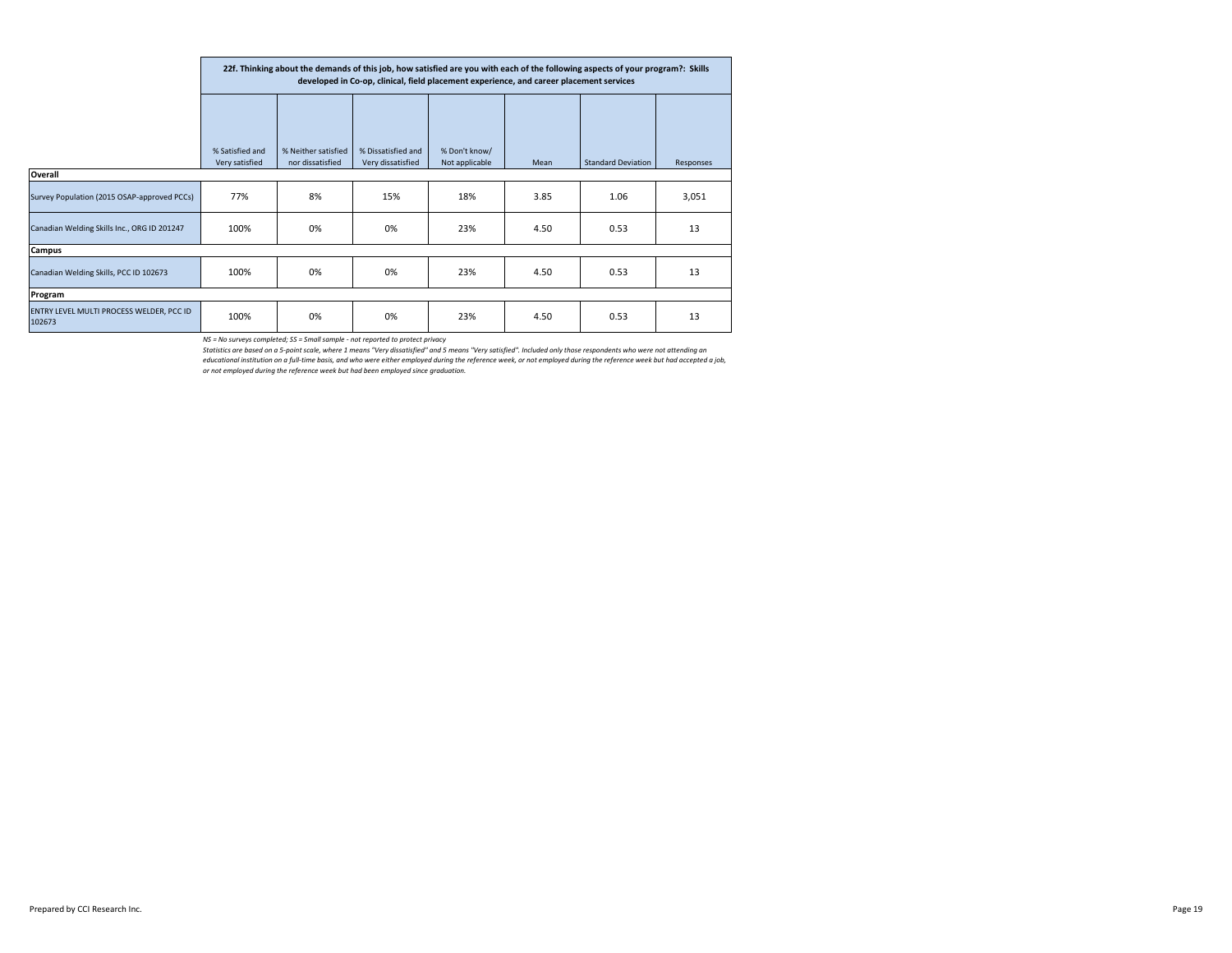| | 22f. Thinking about the demands of this job, how satisfied are you with each of the following aspects of your program?: Skills developed in Co-op, clinical, field placement experience, and career placement services | | | | | | |
|---|---|---|---|---|---|---|---|
| | % Satisfied and Very satisfied | % Neither satisfied nor dissatisfied | % Dissatisfied and Very dissatisfied | % Don't know/ Not applicable | Mean | Standard Deviation | Responses |
| **Overall** | | | | | | | |
| Survey Population (2015 OSAP-approved PCCs) | 77% | 8% | 15% | 18% | 3.85 | 1.06 | 3,051 |
| Canadian Welding Skills Inc., ORG ID 201247 | 100% | 0% | 0% | 23% | 4.50 | 0.53 | 13 |
| **Campus** | | | | | | | |
| Canadian Welding Skills, PCC ID 102673 | 100% | 0% | 0% | 23% | 4.50 | 0.53 | 13 |
| **Program** | | | | | | | |
| ENTRY LEVEL MULTI PROCESS WELDER, PCC ID 102673 | 100% | 0% | 0% | 23% | 4.50 | 0.53 | 13 |

*NS = No surveys completed; SS = Small sample - not reported to protect privacy*

*Statistics are based on a 5-point scale, where 1 means "Very dissatisfied" and 5 means "Very satisfied". Included only those respondents who were not attending an educational institution on a full-time basis, and who were either employed during the reference week, or not employed during the reference week but had accepted a job, or not employed during the reference week but had been employed since graduation.*

Prepared by CCI Research Inc.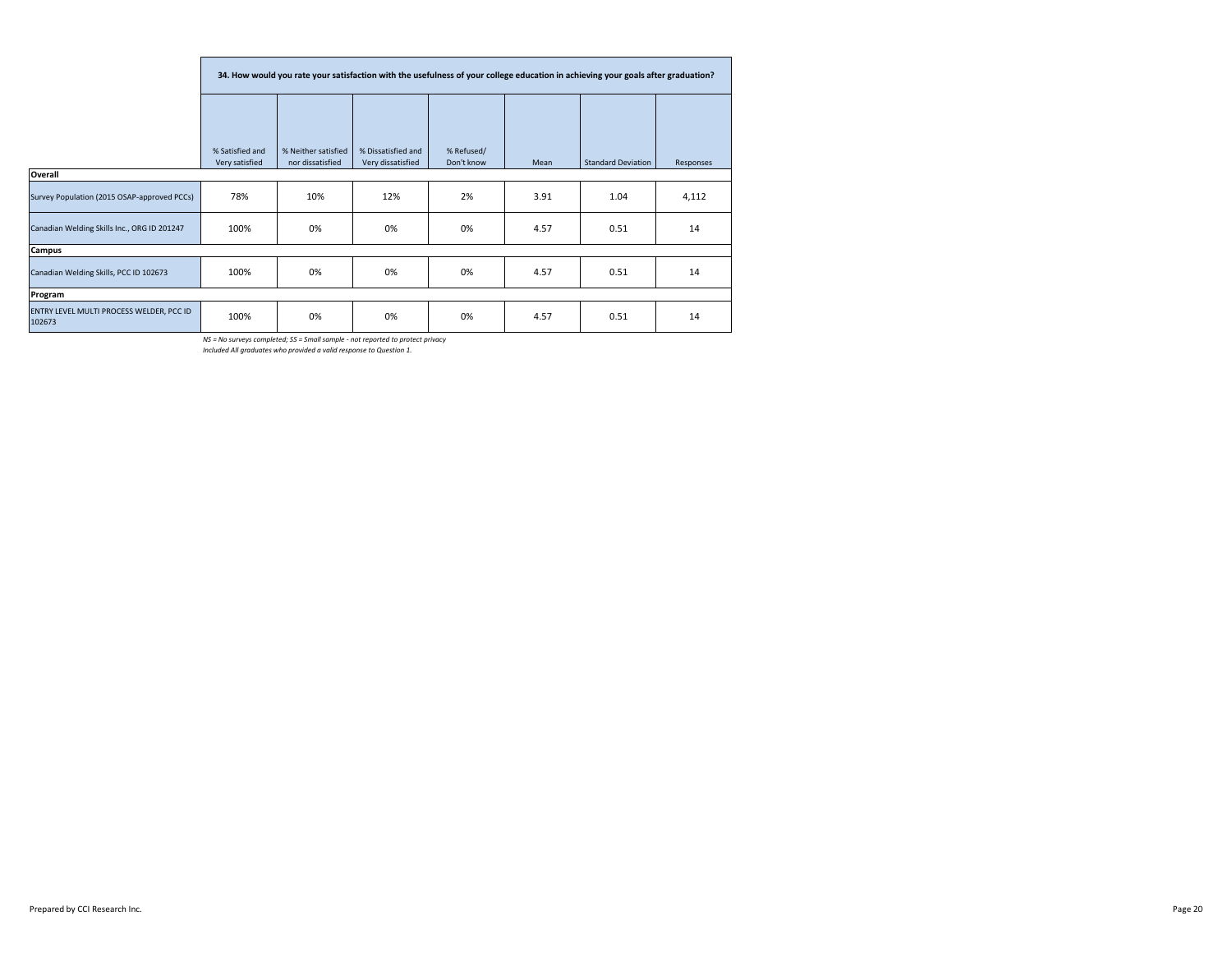| | 34. How would you rate your satisfaction with the usefulness of your college education in achieving your goals after graduation? | | | | | | |
|---|---|---|---|---|---|---|---|
| | % Satisfied and Very satisfied | % Neither satisfied nor dissatisfied | % Dissatisfied and Very dissatisfied | % Refused/ Don't know | Mean | Standard Deviation | Responses |
| **Overall** | | | | | | | |
| Survey Population (2015 OSAP-approved PCCs) | 78% | 10% | 12% | 2% | 3.91 | 1.04 | 4,112 |
| Canadian Welding Skills Inc., ORG ID 201247 | 100% | 0% | 0% | 0% | 4.57 | 0.51 | 14 |
| **Campus** | | | | | | | |
| Canadian Welding Skills, PCC ID 102673 | 100% | 0% | 0% | 0% | 4.57 | 0.51 | 14 |
| **Program** | | | | | | | |
| ENTRY LEVEL MULTI PROCESS WELDER, PCC ID 102673 | 100% | 0% | 0% | 0% | 4.57 | 0.51 | 14 |

*NS = No surveys completed; SS = Small sample - not reported to protect privacy*
*Included All graduates who provided a valid response to Question 1.*

Prepared by CCI Research Inc.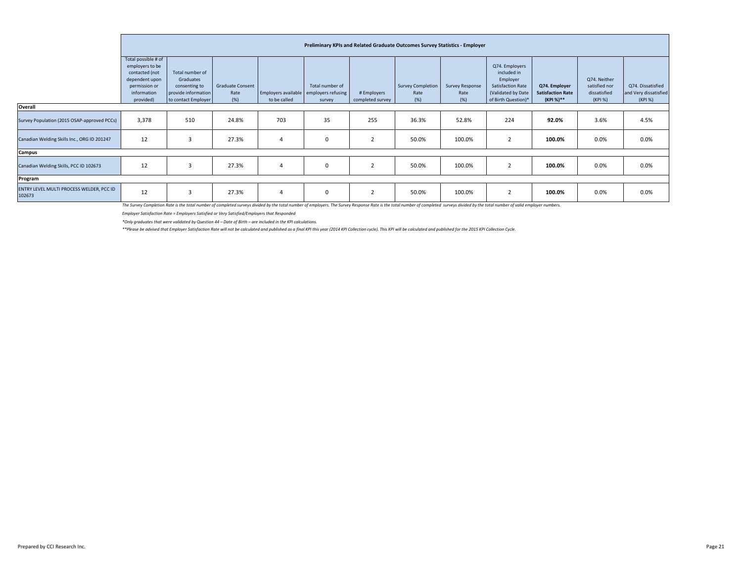| | Preliminary KPIs and Related Graduate Outcomes Survey Statistics - Employer | | | | | | | | | | | |
|---|---|---|---|---|---|---|---|---|---|---|---|---|
| | Total possible # of employers to be contacted (not dependent upon permission or information provided) | Total number of Graduates consenting to provide information to contact Employer | Graduate Consent Rate (%) | Employers available to be called | Total number of employers refusing survey | # Employers completed survey | Survey Completion Rate (%) | Survey Response Rate (%) | Q74. Employers included in Employer Satisfaction Rate (Validated by Date of Birth Question)* | **Q74. Employer Satisfaction Rate (KPI %)\*\*** | Q74. Neither satisfied nor dissatisfied (KPI %) | Q74. Dissatisfied and Very dissatisfied (KPI %) |
| **Overall** | | | | | | | | | | | | |
| Survey Population (2015 OSAP-approved PCCs) | 3,378 | 510 | 24.8% | 703 | 35 | 255 | 36.3% | 52.8% | 224 | **92.0%** | 3.6% | 4.5% |
| Canadian Welding Skills Inc., ORG ID 201247 | 12 | 3 | 27.3% | 4 | 0 | 2 | 50.0% | 100.0% | 2 | **100.0%** | 0.0% | 0.0% |
| **Campus** | | | | | | | | | | | | |
| Canadian Welding Skills, PCC ID 102673 | 12 | 3 | 27.3% | 4 | 0 | 2 | 50.0% | 100.0% | 2 | **100.0%** | 0.0% | 0.0% |
| **Program** | | | | | | | | | | | | |
| ENTRY LEVEL MULTI PROCESS WELDER, PCC ID 102673 | 12 | 3 | 27.3% | 4 | 0 | 2 | 50.0% | 100.0% | 2 | **100.0%** | 0.0% | 0.0% |

*The Survey Completion Rate is the total number of completed surveys divided by the total number of employers. The Survey Response Rate is the total number of completed surveys divided by the total number of valid employer numbers.*

*Employer Satisfaction Rate = Employers Satisfied or Very Satisfied/Employers that Responded*

*\*Only graduates that were validated by Question 44 – Date of Birth – are included in the KPI calculations.*

*\*\*Please be advised that Employer Satisfaction Rate will not be calculated and published as a final KPI this year (2014 KPI Collection cycle). This KPI will be calculated and published for the 2015 KPI Collection Cycle.*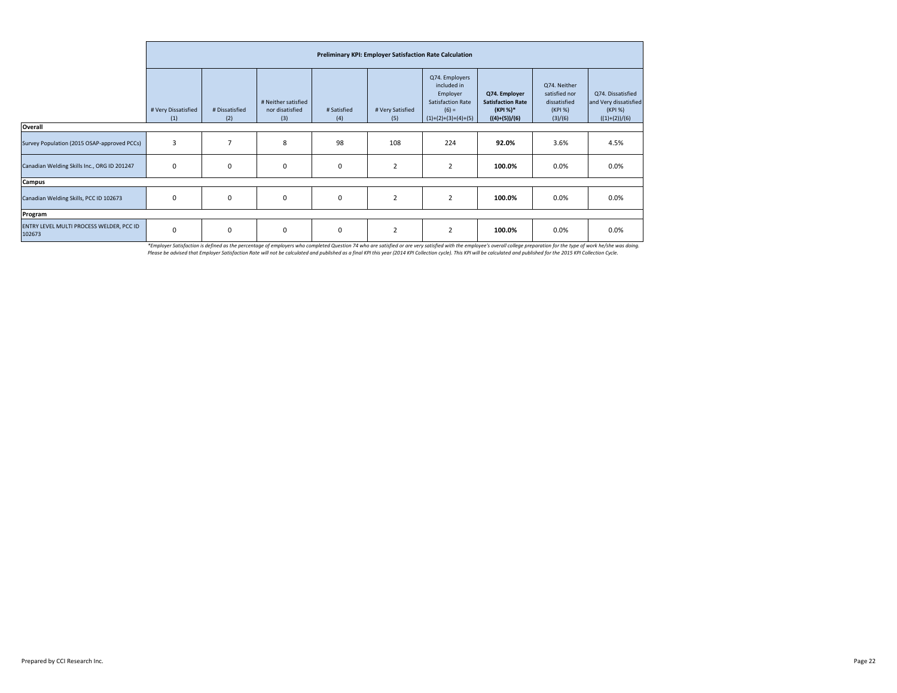| | Preliminary KPI: Employer Satisfaction Rate Calculation | | | | | | | | |
|---|---|---|---|---|---|---|---|---|---|
| | # Very Dissatisfied (1) | # Dissatisfied (2) | # Neither satisfied nor disatisfied (3) | # Satisfied (4) | # Very Satisfied (5) | Q74. Employers included in Employer Satisfaction Rate (6) = (1)+(2)+(3)+(4)+(5) | **Q74. Employer Satisfaction Rate (KPI %)* ((4)+(5))/(6)** | Q74. Neither satisfied nor dissatisfied (KPI %) (3)/(6) | Q74. Dissatisfied and Very dissatisfied (KPI %) ((1)+(2))/(6) |
| **Overall** | | | | | | | | | |
| Survey Population (2015 OSAP-approved PCCs) | 3 | 7 | 8 | 98 | 108 | 224 | **92.0%** | 3.6% | 4.5% |
| Canadian Welding Skills Inc., ORG ID 201247 | 0 | 0 | 0 | 0 | 2 | 2 | **100.0%** | 0.0% | 0.0% |
| **Campus** | | | | | | | | | |
| Canadian Welding Skills, PCC ID 102673 | 0 | 0 | 0 | 0 | 2 | 2 | **100.0%** | 0.0% | 0.0% |
| **Program** | | | | | | | | | |
| ENTRY LEVEL MULTI PROCESS WELDER, PCC ID 102673 | 0 | 0 | 0 | 0 | 2 | 2 | **100.0%** | 0.0% | 0.0% |

*\*Employer Satisfaction is defined as the percentage of employers who completed Question 74 who are satisfied or are very satisfied with the employee's overall college preparation for the type of work he/she was doing.*
*Please be advised that Employer Satisfaction Rate will not be calculated and published as a final KPI this year (2014 KPI Collection cycle). This KPI will be calculated and published for the 2015 KPI Collection Cycle.*

Prepared by CCI Research Inc.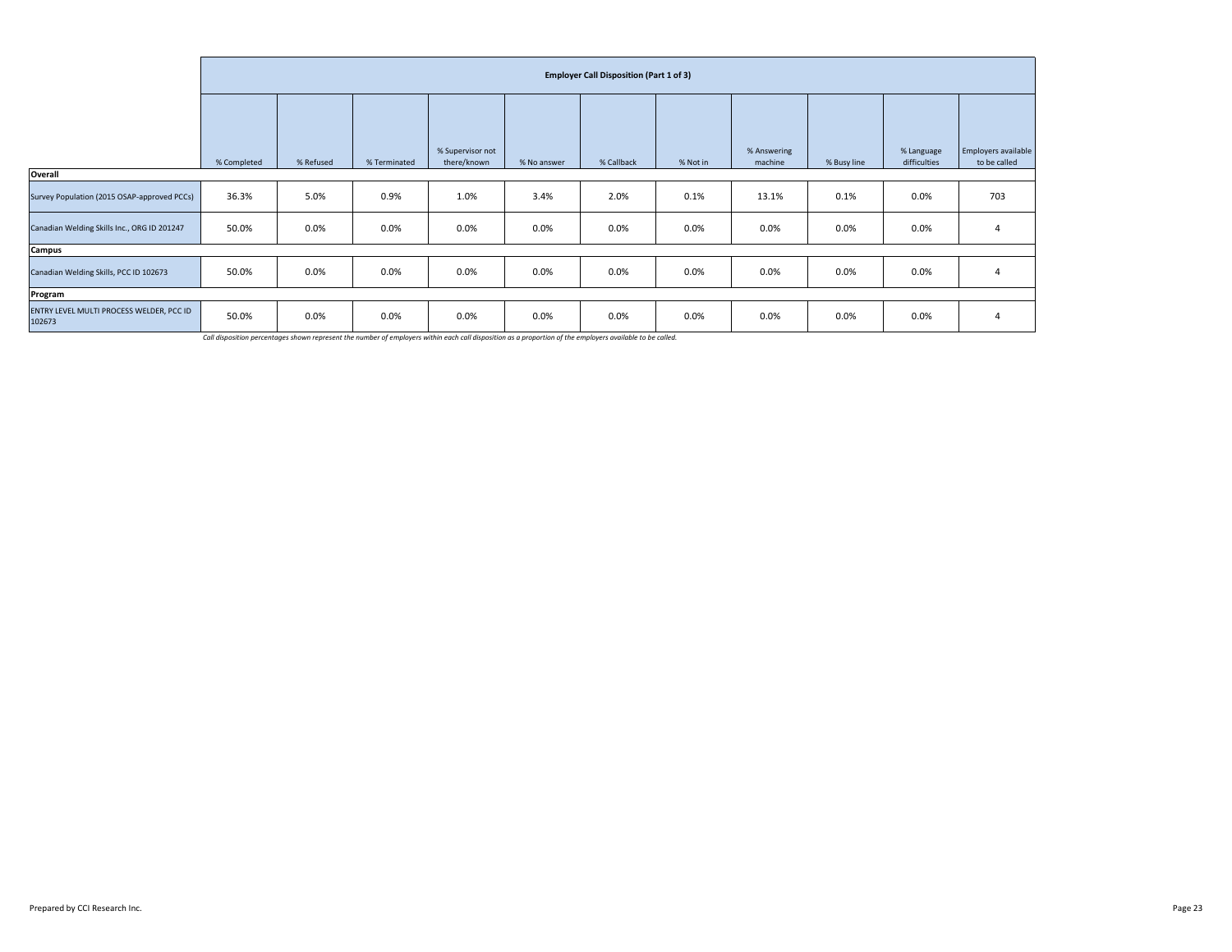| | Employer Call Disposition (Part 1 of 3) | | | | | | | | | | |
|---|---|---|---|---|---|---|---|---|---|---|---|
| | % Completed | % Refused | % Terminated | % Supervisor not there/known | % No answer | % Callback | % Not in | % Answering machine | % Busy line | % Language difficulties | Employers available to be called |
| **Overall** | | | | | | | | | | | |
| Survey Population (2015 OSAP-approved PCCs) | 36.3% | 5.0% | 0.9% | 1.0% | 3.4% | 2.0% | 0.1% | 13.1% | 0.1% | 0.0% | 703 |
| Canadian Welding Skills Inc., ORG ID 201247 | 50.0% | 0.0% | 0.0% | 0.0% | 0.0% | 0.0% | 0.0% | 0.0% | 0.0% | 0.0% | 4 |
| **Campus** | | | | | | | | | | | |
| Canadian Welding Skills, PCC ID 102673 | 50.0% | 0.0% | 0.0% | 0.0% | 0.0% | 0.0% | 0.0% | 0.0% | 0.0% | 0.0% | 4 |
| **Program** | | | | | | | | | | | |
| ENTRY LEVEL MULTI PROCESS WELDER, PCC ID 102673 | 50.0% | 0.0% | 0.0% | 0.0% | 0.0% | 0.0% | 0.0% | 0.0% | 0.0% | 0.0% | 4 |

*Call disposition percentages shown represent the number of employers within each call disposition as a proportion of the employers available to be called.*

Prepared by CCI Research Inc.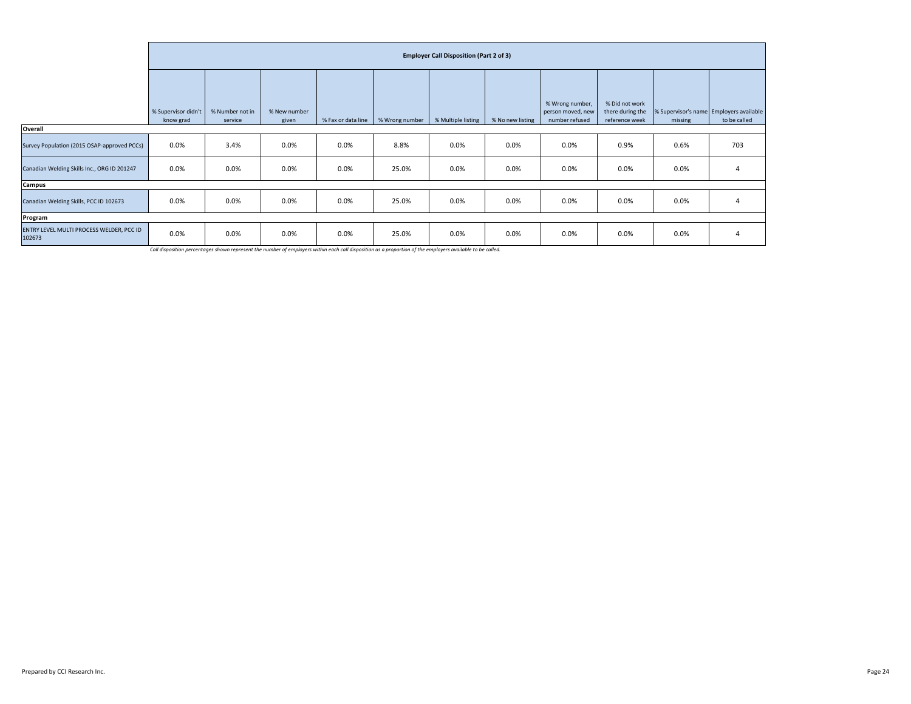| | Employer Call Disposition (Part 2 of 3) | | | | | | | | | | |
|---|---|---|---|---|---|---|---|---|---|---|---|
| | % Supervisor didn't know grad | % Number not in service | % New number given | % Fax or data line | % Wrong number | % Multiple listing | % No new listing | % Wrong number, person moved, new number refused | % Did not work there during the reference week | % Supervisor's name missing | Employers available to be called |
| **Overall** | | | | | | | | | | | |
| Survey Population (2015 OSAP-approved PCCs) | 0.0% | 3.4% | 0.0% | 0.0% | 8.8% | 0.0% | 0.0% | 0.0% | 0.9% | 0.6% | 703 |
| Canadian Welding Skills Inc., ORG ID 201247 | 0.0% | 0.0% | 0.0% | 0.0% | 25.0% | 0.0% | 0.0% | 0.0% | 0.0% | 0.0% | 4 |
| **Campus** | | | | | | | | | | | |
| Canadian Welding Skills, PCC ID 102673 | 0.0% | 0.0% | 0.0% | 0.0% | 25.0% | 0.0% | 0.0% | 0.0% | 0.0% | 0.0% | 4 |
| **Program** | | | | | | | | | | | |
| ENTRY LEVEL MULTI PROCESS WELDER, PCC ID 102673 | 0.0% | 0.0% | 0.0% | 0.0% | 25.0% | 0.0% | 0.0% | 0.0% | 0.0% | 0.0% | 4 |

*Call disposition percentages shown represent the number of employers within each call disposition as a proportion of the employers available to be called.*

Prepared by CCI Research Inc.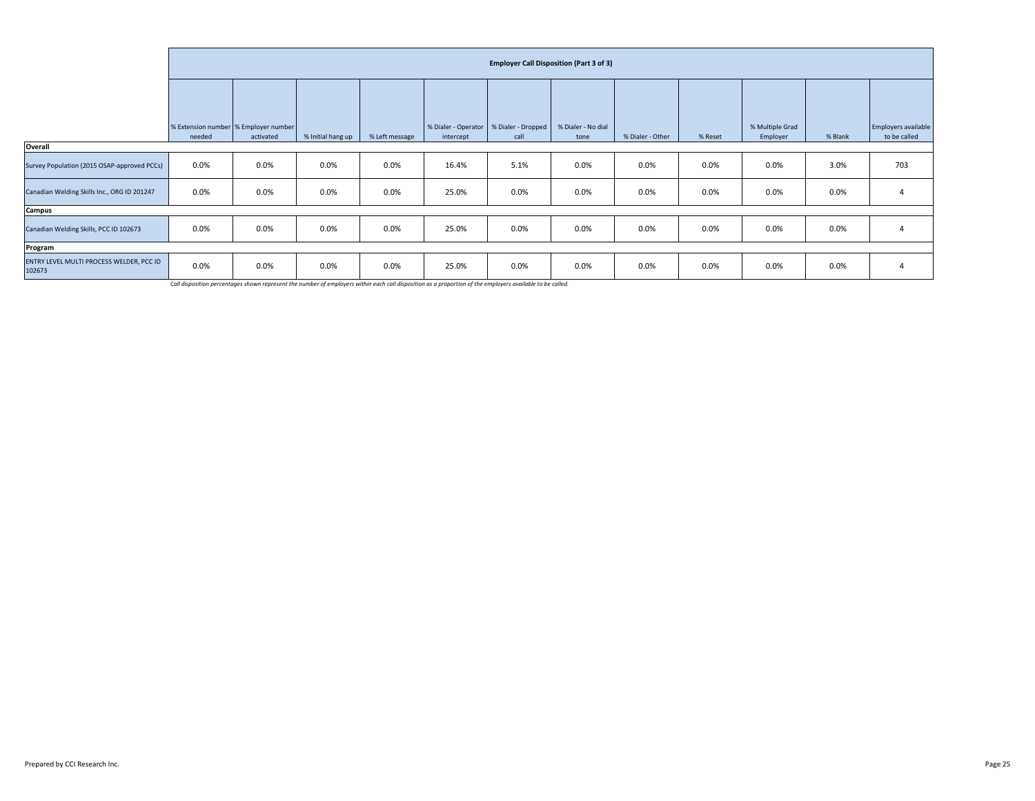| | Employer Call Disposition (Part 3 of 3) | | | | | | | | | | | |
|---|---|---|---|---|---|---|---|---|---|---|---|---|
| | % Extension number needed | % Employer number activated | % Initial hang up | % Left message | % Dialer - Operator intercept | % Dialer - Dropped call | % Dialer - No dial tone | % Dialer - Other | % Reset | % Multiple Grad Employer | % Blank | Employers available to be called |
| **Overall** | | | | | | | | | | | | |
| Survey Population (2015 OSAP-approved PCCs) | 0.0% | 0.0% | 0.0% | 0.0% | 16.4% | 5.1% | 0.0% | 0.0% | 0.0% | 0.0% | 3.0% | 703 |
| Canadian Welding Skills Inc., ORG ID 201247 | 0.0% | 0.0% | 0.0% | 0.0% | 25.0% | 0.0% | 0.0% | 0.0% | 0.0% | 0.0% | 0.0% | 4 |
| **Campus** | | | | | | | | | | | | |
| Canadian Welding Skills, PCC ID 102673 | 0.0% | 0.0% | 0.0% | 0.0% | 25.0% | 0.0% | 0.0% | 0.0% | 0.0% | 0.0% | 0.0% | 4 |
| **Program** | | | | | | | | | | | | |
| ENTRY LEVEL MULTI PROCESS WELDER, PCC ID 102673 | 0.0% | 0.0% | 0.0% | 0.0% | 25.0% | 0.0% | 0.0% | 0.0% | 0.0% | 0.0% | 0.0% | 4 |

*Call disposition percentages shown represent the number of employers within each call disposition as a proportion of the employers available to be called.*

Prepared by CCI Research Inc.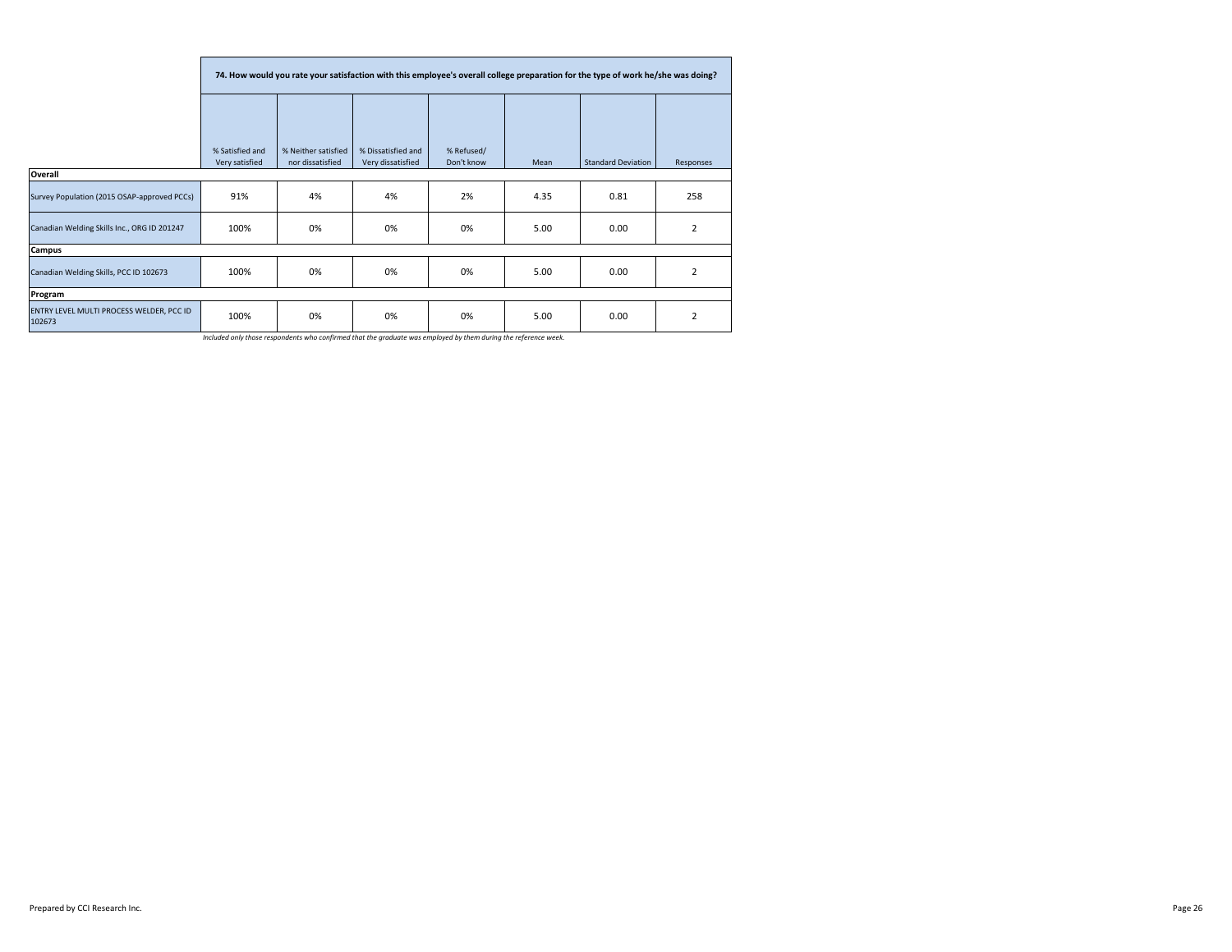| | 74. How would you rate your satisfaction with this employee's overall college preparation for the type of work he/she was doing? | | | | | | |
|---|---|---|---|---|---|---|---|
| | % Satisfied and Very satisfied | % Neither satisfied nor dissatisfied | % Dissatisfied and Very dissatisfied | % Refused/ Don't know | Mean | Standard Deviation | Responses |
| **Overall** | | | | | | | |
| Survey Population (2015 OSAP-approved PCCs) | 91% | 4% | 4% | 2% | 4.35 | 0.81 | 258 |
| Canadian Welding Skills Inc., ORG ID 201247 | 100% | 0% | 0% | 0% | 5.00 | 0.00 | 2 |
| **Campus** | | | | | | | |
| Canadian Welding Skills, PCC ID 102673 | 100% | 0% | 0% | 0% | 5.00 | 0.00 | 2 |
| **Program** | | | | | | | |
| ENTRY LEVEL MULTI PROCESS WELDER, PCC ID 102673 | 100% | 0% | 0% | 0% | 5.00 | 0.00 | 2 |

*Included only those respondents who confirmed that the graduate was employed by them during the reference week.*

Prepared by CCI Research Inc.